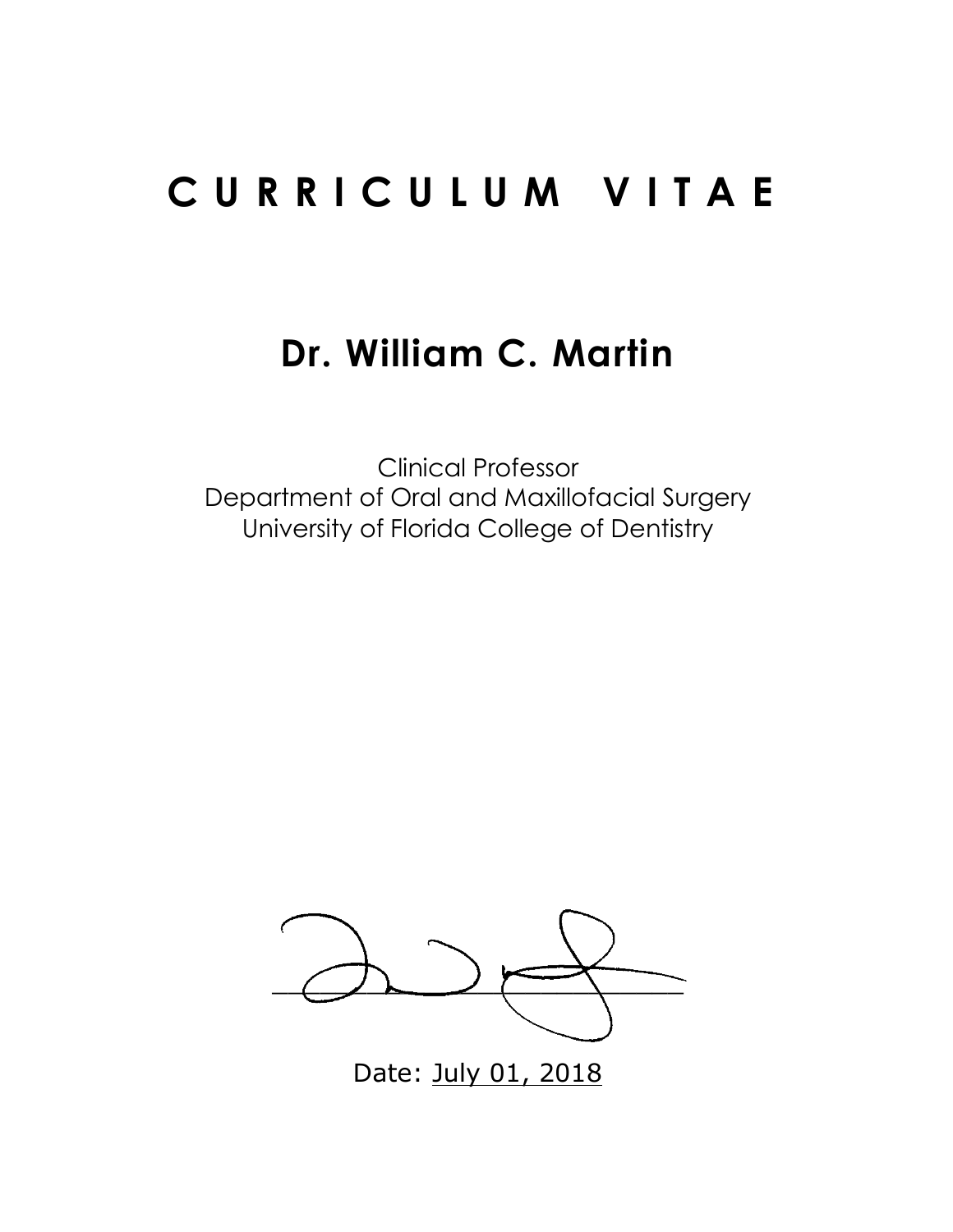# C U R R I C U L U M   V I T A E

## Dr. William C. Martin

Clinical Professor
Department of Oral and Maxillofacial Surgery
University of Florida College of Dentistry

Date: July 01, 2018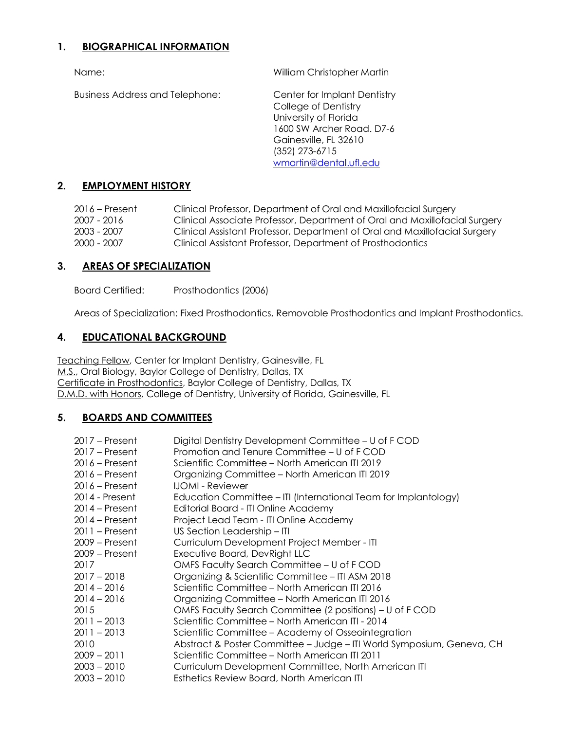## 1. BIOGRAPHICAL INFORMATION

| | |
|---|---|
| Name: | William Christopher Martin |
| Business Address and Telephone: | Center for Implant Dentistry<br>College of Dentistry<br>University of Florida<br>1600 SW Archer Road. D7-6<br>Gainesville, FL 32610<br>(352) 273-6715<br>wmartin@dental.ufl.edu |

## 2. EMPLOYMENT HISTORY

| | |
|---|---|
| 2016 – Present | Clinical Professor, Department of Oral and Maxillofacial Surgery |
| 2007 - 2016 | Clinical Associate Professor, Department of Oral and Maxillofacial Surgery |
| 2003 - 2007 | Clinical Assistant Professor, Department of Oral and Maxillofacial Surgery |
| 2000 - 2007 | Clinical Assistant Professor, Department of Prosthodontics |

## 3. AREAS OF SPECIALIZATION

Board Certified: Prosthodontics (2006)

Areas of Specialization: Fixed Prosthodontics, Removable Prosthodontics and Implant Prosthodontics.

## 4. EDUCATIONAL BACKGROUND

Teaching Fellow, Center for Implant Dentistry, Gainesville, FL
M.S., Oral Biology, Baylor College of Dentistry, Dallas, TX
Certificate in Prosthodontics, Baylor College of Dentistry, Dallas, TX
D.M.D. with Honors, College of Dentistry, University of Florida, Gainesville, FL

## 5. BOARDS AND COMMITTEES

| | |
|---|---|
| 2017 – Present | Digital Dentistry Development Committee – U of F COD |
| 2017 – Present | Promotion and Tenure Committee – U of F COD |
| 2016 – Present | Scientific Committee – North American ITI 2019 |
| 2016 – Present | Organizing Committee – North American ITI 2019 |
| 2016 – Present | IJOMI - Reviewer |
| 2014 - Present | Education Committee – ITI (International Team for Implantology) |
| 2014 – Present | Editorial Board - ITI Online Academy |
| 2014 – Present | Project Lead Team - ITI Online Academy |
| 2011 – Present | US Section Leadership – ITI |
| 2009 – Present | Curriculum Development Project Member - ITI |
| 2009 – Present | Executive Board, DevRight LLC |
| 2017 | OMFS Faculty Search Committee – U of F COD |
| 2017 – 2018 | Organizing & Scientific Committee – ITI ASM 2018 |
| 2014 – 2016 | Scientific Committee – North American ITI 2016 |
| 2014 – 2016 | Organizing Committee – North American ITI 2016 |
| 2015 | OMFS Faculty Search Committee (2 positions) – U of F COD |
| 2011 – 2013 | Scientific Committee – North American ITI - 2014 |
| 2011 – 2013 | Scientific Committee – Academy of Osseointegration |
| 2010 | Abstract & Poster Committee – Judge – ITI World Symposium, Geneva, CH |
| 2009 – 2011 | Scientific Committee – North American ITI 2011 |
| 2003 – 2010 | Curriculum Development Committee, North American ITI |
| 2003 – 2010 | Esthetics Review Board, North American ITI |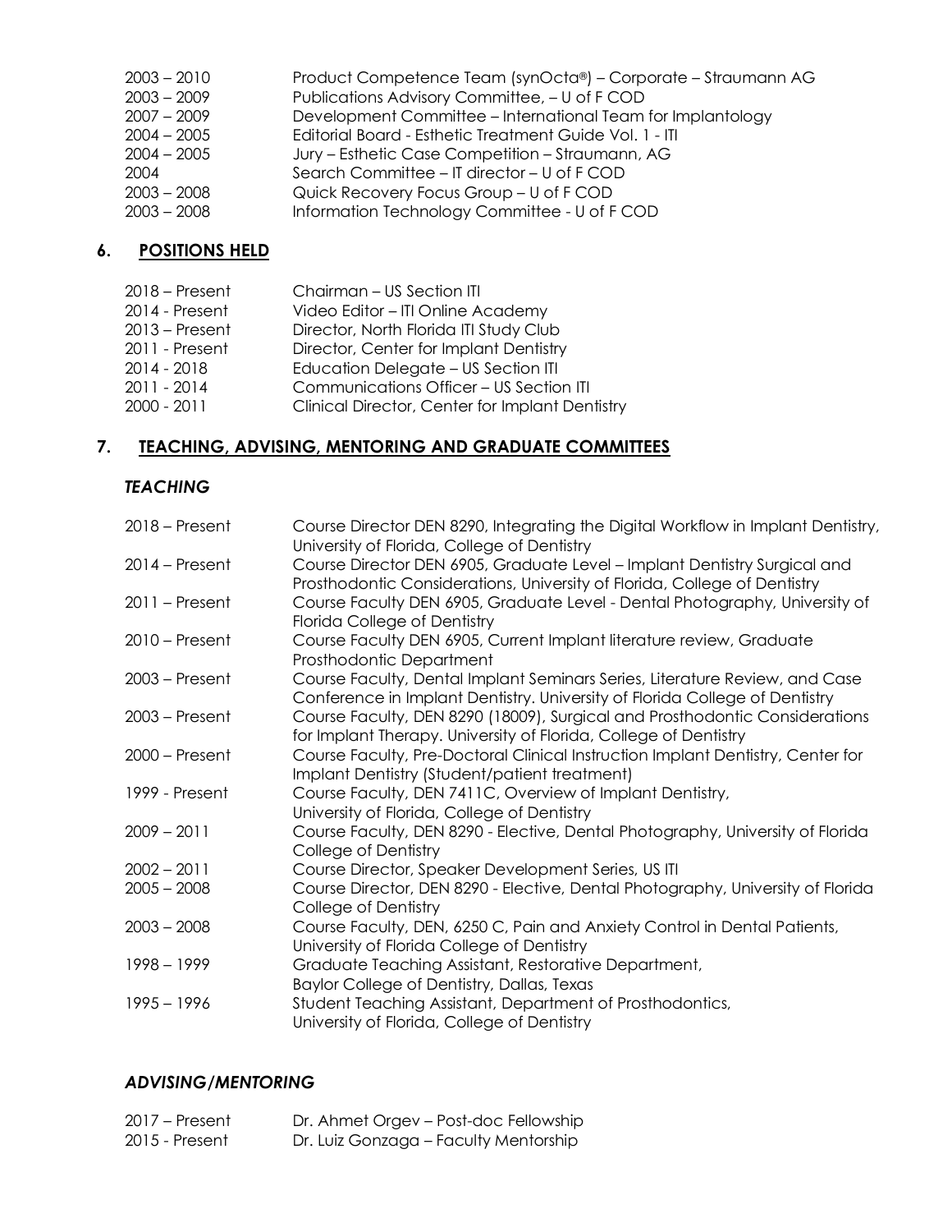| | |
|---|---|
| 2003 – 2010 | Product Competence Team (synOcta®) – Corporate – Straumann AG |
| 2003 – 2009 | Publications Advisory Committee, – U of F COD |
| 2007 – 2009 | Development Committee – International Team for Implantology |
| 2004 – 2005 | Editorial Board - Esthetic Treatment Guide Vol. 1 - ITI |
| 2004 – 2005 | Jury – Esthetic Case Competition – Straumann, AG |
| 2004 | Search Committee – IT director – U of F COD |
| 2003 – 2008 | Quick Recovery Focus Group – U of F COD |
| 2003 – 2008 | Information Technology Committee - U of F COD |

## 6. POSITIONS HELD

| | |
|---|---|
| 2018 – Present | Chairman – US Section ITI |
| 2014 - Present | Video Editor – ITI Online Academy |
| 2013 – Present | Director, North Florida ITI Study Club |
| 2011 - Present | Director, Center for Implant Dentistry |
| 2014 - 2018 | Education Delegate – US Section ITI |
| 2011 - 2014 | Communications Officer – US Section ITI |
| 2000 - 2011 | Clinical Director, Center for Implant Dentistry |

## 7. TEACHING, ADVISING, MENTORING AND GRADUATE COMMITTEES

### *TEACHING*

| | |
|---|---|
| 2018 – Present | Course Director DEN 8290, Integrating the Digital Workflow in Implant Dentistry, University of Florida, College of Dentistry |
| 2014 – Present | Course Director DEN 6905, Graduate Level – Implant Dentistry Surgical and Prosthodontic Considerations, University of Florida, College of Dentistry |
| 2011 – Present | Course Faculty DEN 6905, Graduate Level - Dental Photography, University of Florida College of Dentistry |
| 2010 – Present | Course Faculty DEN 6905, Current Implant literature review, Graduate Prosthodontic Department |
| 2003 – Present | Course Faculty, Dental Implant Seminars Series, Literature Review, and Case Conference in Implant Dentistry. University of Florida College of Dentistry |
| 2003 – Present | Course Faculty, DEN 8290 (18009), Surgical and Prosthodontic Considerations for Implant Therapy. University of Florida, College of Dentistry |
| 2000 – Present | Course Faculty, Pre-Doctoral Clinical Instruction Implant Dentistry, Center for Implant Dentistry (Student/patient treatment) |
| 1999 - Present | Course Faculty, DEN 7411C, Overview of Implant Dentistry, University of Florida, College of Dentistry |
| 2009 – 2011 | Course Faculty, DEN 8290 - Elective, Dental Photography, University of Florida College of Dentistry |
| 2002 – 2011 | Course Director, Speaker Development Series, US ITI |
| 2005 – 2008 | Course Director, DEN 8290 - Elective, Dental Photography, University of Florida College of Dentistry |
| 2003 – 2008 | Course Faculty, DEN, 6250 C, Pain and Anxiety Control in Dental Patients, University of Florida College of Dentistry |
| 1998 – 1999 | Graduate Teaching Assistant, Restorative Department, Baylor College of Dentistry, Dallas, Texas |
| 1995 – 1996 | Student Teaching Assistant, Department of Prosthodontics, University of Florida, College of Dentistry |

### *ADVISING/MENTORING*

| | |
|---|---|
| 2017 – Present | Dr. Ahmet Orgev – Post-doc Fellowship |
| 2015 - Present | Dr. Luiz Gonzaga – Faculty Mentorship |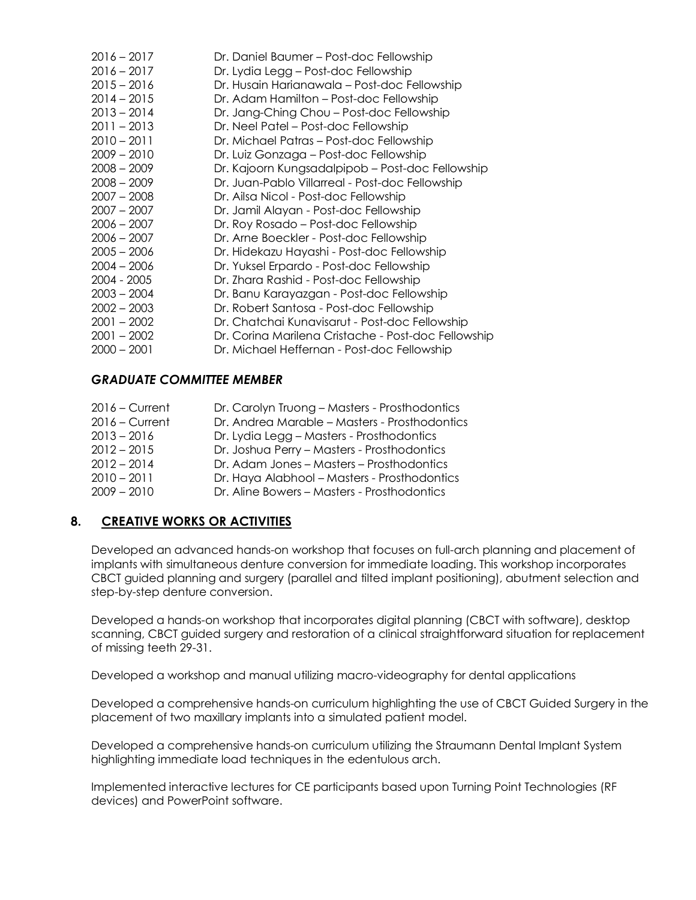| | |
|---|---|
| 2016 – 2017 | Dr. Daniel Baumer – Post-doc Fellowship |
| 2016 – 2017 | Dr. Lydia Legg – Post-doc Fellowship |
| 2015 – 2016 | Dr. Husain Harianawala – Post-doc Fellowship |
| 2014 – 2015 | Dr. Adam Hamilton – Post-doc Fellowship |
| 2013 – 2014 | Dr. Jang-Ching Chou – Post-doc Fellowship |
| 2011 – 2013 | Dr. Neel Patel – Post-doc Fellowship |
| 2010 – 2011 | Dr. Michael Patras – Post-doc Fellowship |
| 2009 – 2010 | Dr. Luiz Gonzaga – Post-doc Fellowship |
| 2008 – 2009 | Dr. Kajoorn Kungsadalpipob – Post-doc Fellowship |
| 2008 – 2009 | Dr. Juan-Pablo Villarreal - Post-doc Fellowship |
| 2007 – 2008 | Dr. Ailsa Nicol - Post-doc Fellowship |
| 2007 – 2007 | Dr. Jamil Alayan - Post-doc Fellowship |
| 2006 – 2007 | Dr. Roy Rosado – Post-doc Fellowship |
| 2006 – 2007 | Dr. Arne Boeckler - Post-doc Fellowship |
| 2005 – 2006 | Dr. Hidekazu Hayashi - Post-doc Fellowship |
| 2004 – 2006 | Dr. Yuksel Erpardo - Post-doc Fellowship |
| 2004 - 2005 | Dr. Zhara Rashid - Post-doc Fellowship |
| 2003 – 2004 | Dr. Banu Karayazgan - Post-doc Fellowship |
| 2002 – 2003 | Dr. Robert Santosa - Post-doc Fellowship |
| 2001 – 2002 | Dr. Chatchai Kunavisarut - Post-doc Fellowship |
| 2001 – 2002 | Dr. Corina Marilena Cristache - Post-doc Fellowship |
| 2000 – 2001 | Dr. Michael Heffernan - Post-doc Fellowship |

### *GRADUATE COMMITTEE MEMBER*

| | |
|---|---|
| 2016 – Current | Dr. Carolyn Truong – Masters - Prosthodontics |
| 2016 – Current | Dr. Andrea Marable – Masters - Prosthodontics |
| 2013 – 2016 | Dr. Lydia Legg – Masters - Prosthodontics |
| 2012 – 2015 | Dr. Joshua Perry – Masters - Prosthodontics |
| 2012 – 2014 | Dr. Adam Jones – Masters – Prosthodontics |
| 2010 – 2011 | Dr. Haya Alabhool – Masters - Prosthodontics |
| 2009 – 2010 | Dr. Aline Bowers – Masters - Prosthodontics |

## 8. CREATIVE WORKS OR ACTIVITIES

Developed an advanced hands-on workshop that focuses on full-arch planning and placement of implants with simultaneous denture conversion for immediate loading. This workshop incorporates CBCT guided planning and surgery (parallel and tilted implant positioning), abutment selection and step-by-step denture conversion.

Developed a hands-on workshop that incorporates digital planning (CBCT with software), desktop scanning, CBCT guided surgery and restoration of a clinical straightforward situation for replacement of missing teeth 29-31.

Developed a workshop and manual utilizing macro-videography for dental applications

Developed a comprehensive hands-on curriculum highlighting the use of CBCT Guided Surgery in the placement of two maxillary implants into a simulated patient model.

Developed a comprehensive hands-on curriculum utilizing the Straumann Dental Implant System highlighting immediate load techniques in the edentulous arch.

Implemented interactive lectures for CE participants based upon Turning Point Technologies (RF devices) and PowerPoint software.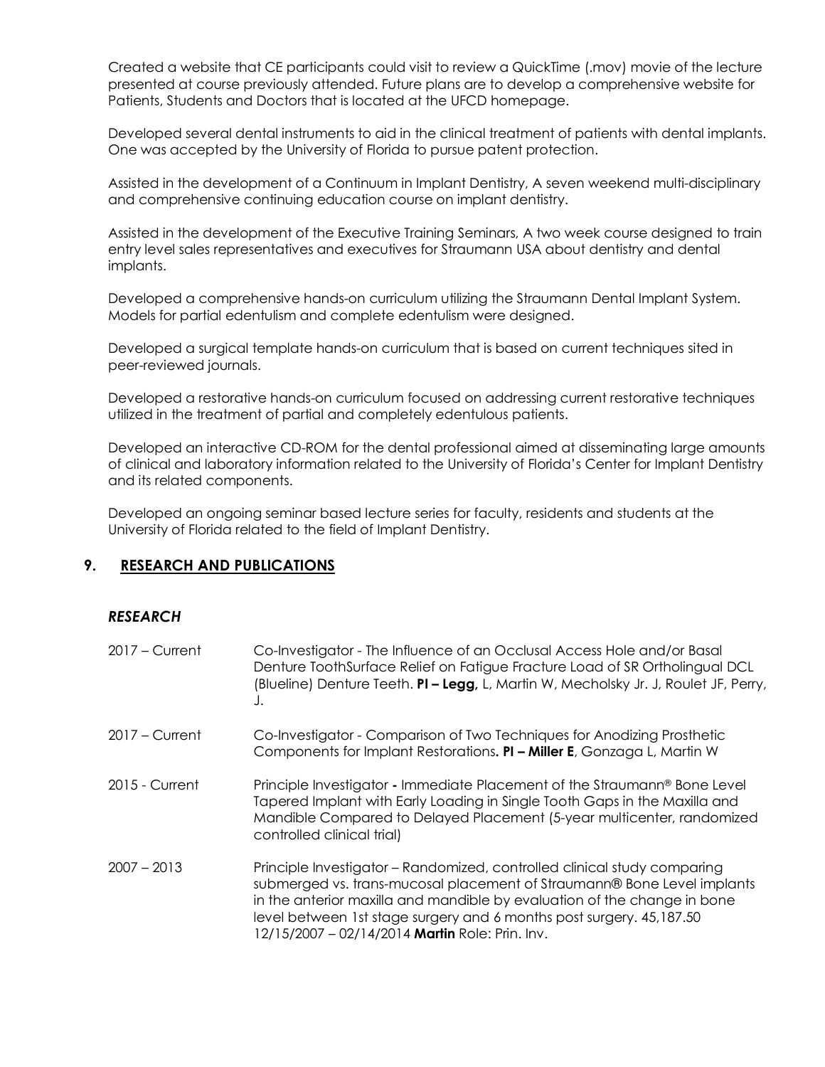Created a website that CE participants could visit to review a QuickTime (.mov) movie of the lecture presented at course previously attended. Future plans are to develop a comprehensive website for Patients, Students and Doctors that is located at the UFCD homepage.

Developed several dental instruments to aid in the clinical treatment of patients with dental implants. One was accepted by the University of Florida to pursue patent protection.

Assisted in the development of a Continuum in Implant Dentistry, A seven weekend multi-disciplinary and comprehensive continuing education course on implant dentistry.

Assisted in the development of the Executive Training Seminars, A two week course designed to train entry level sales representatives and executives for Straumann USA about dentistry and dental implants.

Developed a comprehensive hands-on curriculum utilizing the Straumann Dental Implant System. Models for partial edentulism and complete edentulism were designed.

Developed a surgical template hands-on curriculum that is based on current techniques sited in peer-reviewed journals.

Developed a restorative hands-on curriculum focused on addressing current restorative techniques utilized in the treatment of partial and completely edentulous patients.

Developed an interactive CD-ROM for the dental professional aimed at disseminating large amounts of clinical and laboratory information related to the University of Florida's Center for Implant Dentistry and its related components.

Developed an ongoing seminar based lecture series for faculty, residents and students at the University of Florida related to the field of Implant Dentistry.

## 9. RESEARCH AND PUBLICATIONS

### *RESEARCH*

| | |
|---|---|
| 2017 – Current | Co-Investigator - The Influence of an Occlusal Access Hole and/or Basal Denture ToothSurface Relief on Fatigue Fracture Load of SR Ortholingual DCL (Blueline) Denture Teeth. **PI – Legg**, L, Martin W, Mecholsky Jr. J, Roulet JF, Perry, J. |
| 2017 – Current | Co-Investigator - Comparison of Two Techniques for Anodizing Prosthetic Components for Implant Restorations**. PI – Miller E**, Gonzaga L, Martin W |
| 2015 - Current | Principle Investigator **-** Immediate Placement of the Straumann® Bone Level Tapered Implant with Early Loading in Single Tooth Gaps in the Maxilla and Mandible Compared to Delayed Placement (5-year multicenter, randomized controlled clinical trial) |
| 2007 – 2013 | Principle Investigator – Randomized, controlled clinical study comparing submerged vs. trans-mucosal placement of Straumann® Bone Level implants in the anterior maxilla and mandible by evaluation of the change in bone level between 1st stage surgery and 6 months post surgery. 45,187.50 12/15/2007 – 02/14/2014 **Martin** Role: Prin. Inv. |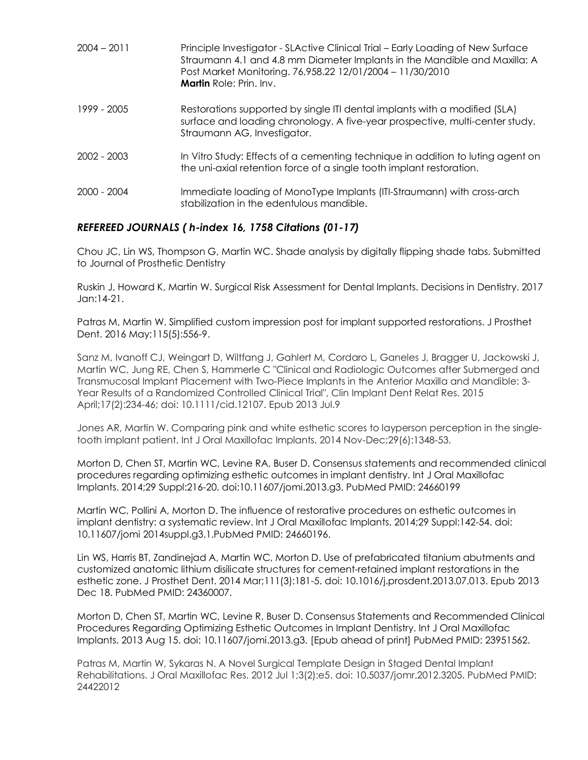2004 – 2011 Principle Investigator - SLActive Clinical Trial – Early Loading of New Surface Straumann 4.1 and 4.8 mm Diameter Implants in the Mandible and Maxilla: A Post Market Monitoring. 76,958.22 12/01/2004 – 11/30/2010
**Martin** Role: Prin. Inv.

1999 - 2005 Restorations supported by single ITI dental implants with a modified (SLA) surface and loading chronology. A five-year prospective, multi-center study. Straumann AG, Investigator.

2002 - 2003 In Vitro Study: Effects of a cementing technique in addition to luting agent on the uni-axial retention force of a single tooth implant restoration.

2000 - 2004 Immediate loading of MonoType Implants (ITI-Straumann) with cross-arch stabilization in the edentulous mandible.

### *REFEREED JOURNALS ( h-index 16, 1758 Citations (01-17)*

Chou JC, Lin WS, Thompson G, Martin WC. Shade analysis by digitally flipping shade tabs. Submitted to Journal of Prosthetic Dentistry

Ruskin J, Howard K, Martin W. Surgical Risk Assessment for Dental Implants. Decisions in Dentistry. 2017 Jan:14-21.

Patras M, Martin W. Simplified custom impression post for implant supported restorations. J Prosthet Dent. 2016 May;115(5):556-9.

Sanz M, Ivanoff CJ, Weingart D, Wiltfang J, Gahlert M, Cordaro L, Ganeles J, Bragger U, Jackowski J, Martin WC, Jung RE, Chen S, Hammerle C "Clinical and Radiologic Outcomes after Submerged and Transmucosal Implant Placement with Two-Piece Implants in the Anterior Maxilla and Mandible: 3-Year Results of a Randomized Controlled Clinical Trial", Clin Implant Dent Relat Res. 2015 April;17(2):234-46; doi: 10.1111/cid.12107. Epub 2013 Jul.9

Jones AR, Martin W. Comparing pink and white esthetic scores to layperson perception in the single-tooth implant patient. Int J Oral Maxillofac Implants. 2014 Nov-Dec;29(6):1348-53.

Morton D, Chen ST, Martin WC, Levine RA, Buser D. Consensus statements and recommended clinical procedures regarding optimizing esthetic outcomes in implant dentistry. Int J Oral Maxillofac Implants. 2014;29 Suppl:216-20. doi:10.11607/jomi.2013.g3. PubMed PMID: 24660199

Martin WC, Pollini A, Morton D. The influence of restorative procedures on esthetic outcomes in implant dentistry: a systematic review. Int J Oral Maxillofac Implants. 2014;29 Suppl:142-54. doi: 10.11607/jomi 2014suppl.g3.1.PubMed PMID: 24660196.

Lin WS, Harris BT, Zandinejad A, Martin WC, Morton D. Use of prefabricated titanium abutments and customized anatomic lithium disilicate structures for cement-retained implant restorations in the esthetic zone. J Prosthet Dent. 2014 Mar;111(3):181-5. doi: 10.1016/j.prosdent.2013.07.013. Epub 2013 Dec 18. PubMed PMID: 24360007.

Morton D, Chen ST, Martin WC, Levine R, Buser D. Consensus Statements and Recommended Clinical Procedures Regarding Optimizing Esthetic Outcomes in Implant Dentistry. Int J Oral Maxillofac Implants. 2013 Aug 15. doi: 10.11607/jomi.2013.g3. [Epub ahead of print] PubMed PMID: 23951562.

Patras M, Martin W, Sykaras N. A Novel Surgical Template Design in Staged Dental Implant Rehabilitations. J Oral Maxillofac Res. 2012 Jul 1;3(2):e5. doi: 10.5037/jomr.2012.3205. PubMed PMID: 24422012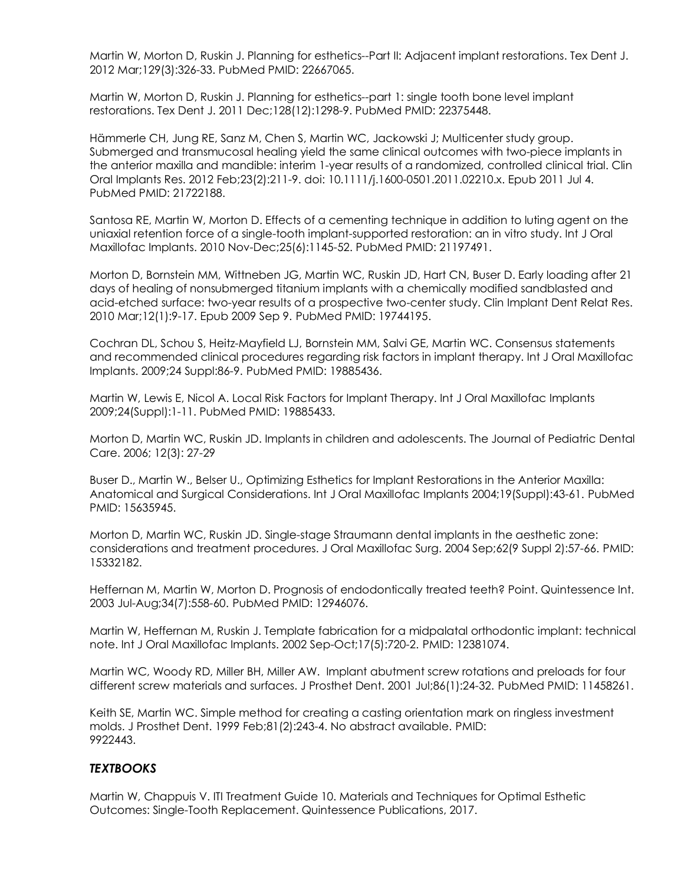Martin W, Morton D, Ruskin J. Planning for esthetics--Part II: Adjacent implant restorations. Tex Dent J. 2012 Mar;129(3):326-33. PubMed PMID: 22667065.

Martin W, Morton D, Ruskin J. Planning for esthetics--part 1: single tooth bone level implant restorations. Tex Dent J. 2011 Dec;128(12):1298-9. PubMed PMID: 22375448.

Hämmerle CH, Jung RE, Sanz M, Chen S, Martin WC, Jackowski J; Multicenter study group. Submerged and transmucosal healing yield the same clinical outcomes with two-piece implants in the anterior maxilla and mandible: interim 1-year results of a randomized, controlled clinical trial. Clin Oral Implants Res. 2012 Feb;23(2):211-9. doi: 10.1111/j.1600-0501.2011.02210.x. Epub 2011 Jul 4. PubMed PMID: 21722188.

Santosa RE, Martin W, Morton D. Effects of a cementing technique in addition to luting agent on the uniaxial retention force of a single-tooth implant-supported restoration: an in vitro study. Int J Oral Maxillofac Implants. 2010 Nov-Dec;25(6):1145-52. PubMed PMID: 21197491.

Morton D, Bornstein MM, Wittneben JG, Martin WC, Ruskin JD, Hart CN, Buser D. Early loading after 21 days of healing of nonsubmerged titanium implants with a chemically modified sandblasted and acid-etched surface: two-year results of a prospective two-center study. Clin Implant Dent Relat Res. 2010 Mar;12(1):9-17. Epub 2009 Sep 9. PubMed PMID: 19744195.

Cochran DL, Schou S, Heitz-Mayfield LJ, Bornstein MM, Salvi GE, Martin WC. Consensus statements and recommended clinical procedures regarding risk factors in implant therapy. Int J Oral Maxillofac Implants. 2009;24 Suppl:86-9. PubMed PMID: 19885436.

Martin W, Lewis E, Nicol A. Local Risk Factors for Implant Therapy. Int J Oral Maxillofac Implants 2009;24(Suppl):1-11. PubMed PMID: 19885433.

Morton D, Martin WC, Ruskin JD. Implants in children and adolescents. The Journal of Pediatric Dental Care. 2006; 12(3): 27-29

Buser D., Martin W., Belser U., Optimizing Esthetics for Implant Restorations in the Anterior Maxilla: Anatomical and Surgical Considerations. Int J Oral Maxillofac Implants 2004;19(Suppl):43-61. PubMed PMID: 15635945.

Morton D, Martin WC, Ruskin JD. Single-stage Straumann dental implants in the aesthetic zone: considerations and treatment procedures. J Oral Maxillofac Surg. 2004 Sep;62(9 Suppl 2):57-66. PMID: 15332182.

Heffernan M, Martin W, Morton D. Prognosis of endodontically treated teeth? Point. Quintessence Int. 2003 Jul-Aug;34(7):558-60. PubMed PMID: 12946076.

Martin W, Heffernan M, Ruskin J. Template fabrication for a midpalatal orthodontic implant: technical note. Int J Oral Maxillofac Implants. 2002 Sep-Oct;17(5):720-2. PMID: 12381074.

Martin WC, Woody RD, Miller BH, Miller AW. Implant abutment screw rotations and preloads for four different screw materials and surfaces. J Prosthet Dent. 2001 Jul;86(1):24-32. PubMed PMID: 11458261.

Keith SE, Martin WC. Simple method for creating a casting orientation mark on ringless investment molds. J Prosthet Dent. 1999 Feb;81(2):243-4. No abstract available. PMID: 9922443.

### *TEXTBOOKS*

Martin W, Chappuis V. ITI Treatment Guide 10. Materials and Techniques for Optimal Esthetic Outcomes: Single-Tooth Replacement. Quintessence Publications, 2017.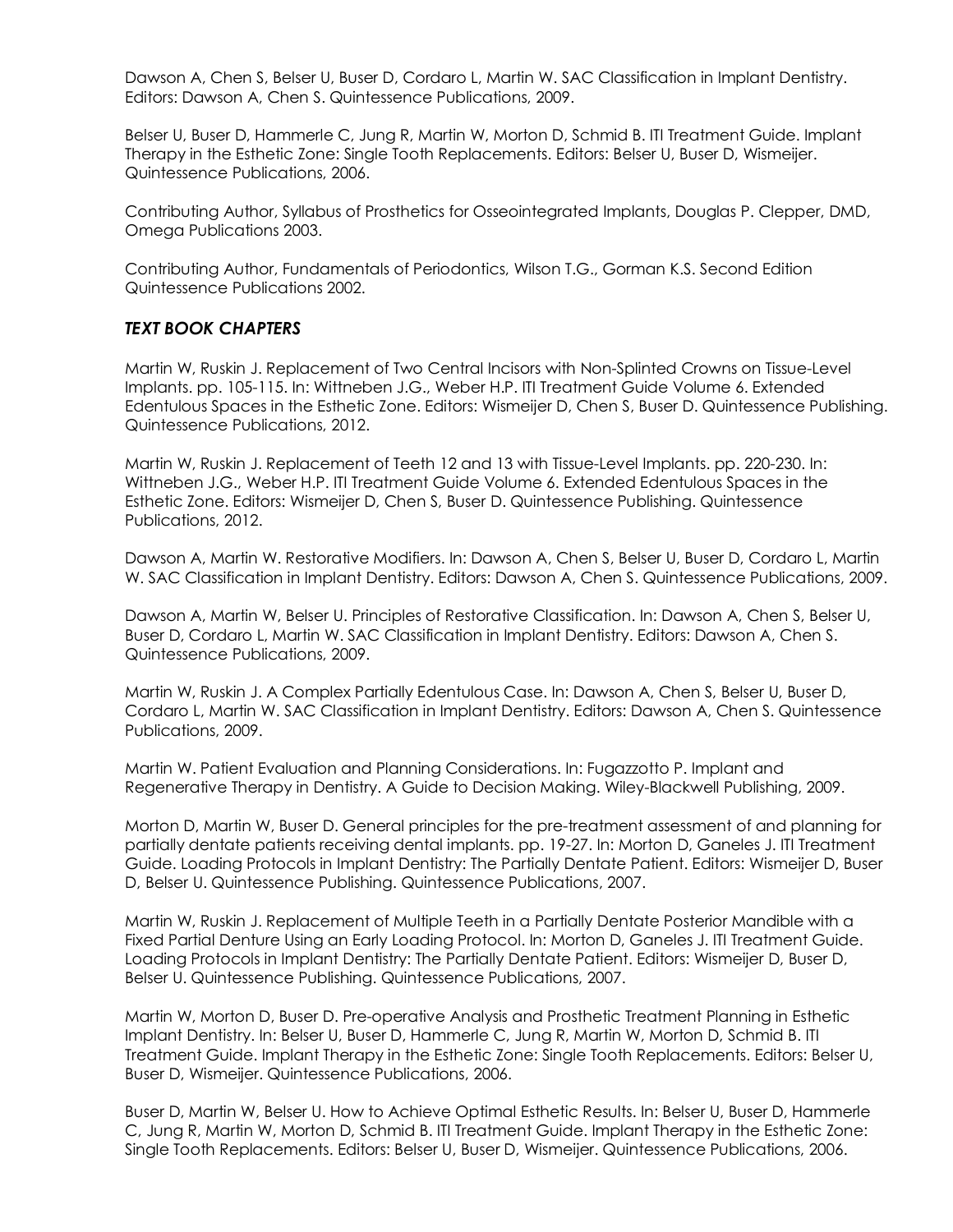Dawson A, Chen S, Belser U, Buser D, Cordaro L, Martin W. SAC Classification in Implant Dentistry. Editors: Dawson A, Chen S. Quintessence Publications, 2009.

Belser U, Buser D, Hammerle C, Jung R, Martin W, Morton D, Schmid B. ITI Treatment Guide. Implant Therapy in the Esthetic Zone: Single Tooth Replacements. Editors: Belser U, Buser D, Wismeijer. Quintessence Publications, 2006.

Contributing Author, Syllabus of Prosthetics for Osseointegrated Implants, Douglas P. Clepper, DMD, Omega Publications 2003.

Contributing Author, Fundamentals of Periodontics, Wilson T.G., Gorman K.S. Second Edition Quintessence Publications 2002.

### *TEXT BOOK CHAPTERS*

Martin W, Ruskin J. Replacement of Two Central Incisors with Non-Splinted Crowns on Tissue-Level Implants. pp. 105-115. In: Wittneben J.G., Weber H.P. ITI Treatment Guide Volume 6. Extended Edentulous Spaces in the Esthetic Zone. Editors: Wismeijer D, Chen S, Buser D. Quintessence Publishing. Quintessence Publications, 2012.

Martin W, Ruskin J. Replacement of Teeth 12 and 13 with Tissue-Level Implants. pp. 220-230. In: Wittneben J.G., Weber H.P. ITI Treatment Guide Volume 6. Extended Edentulous Spaces in the Esthetic Zone. Editors: Wismeijer D, Chen S, Buser D. Quintessence Publishing. Quintessence Publications, 2012.

Dawson A, Martin W. Restorative Modifiers. In: Dawson A, Chen S, Belser U, Buser D, Cordaro L, Martin W. SAC Classification in Implant Dentistry. Editors: Dawson A, Chen S. Quintessence Publications, 2009.

Dawson A, Martin W, Belser U. Principles of Restorative Classification. In: Dawson A, Chen S, Belser U, Buser D, Cordaro L, Martin W. SAC Classification in Implant Dentistry. Editors: Dawson A, Chen S. Quintessence Publications, 2009.

Martin W, Ruskin J. A Complex Partially Edentulous Case. In: Dawson A, Chen S, Belser U, Buser D, Cordaro L, Martin W. SAC Classification in Implant Dentistry. Editors: Dawson A, Chen S. Quintessence Publications, 2009.

Martin W. Patient Evaluation and Planning Considerations. In: Fugazzotto P. Implant and Regenerative Therapy in Dentistry. A Guide to Decision Making. Wiley-Blackwell Publishing, 2009.

Morton D, Martin W, Buser D. General principles for the pre-treatment assessment of and planning for partially dentate patients receiving dental implants. pp. 19-27. In: Morton D, Ganeles J. ITI Treatment Guide. Loading Protocols in Implant Dentistry: The Partially Dentate Patient. Editors: Wismeijer D, Buser D, Belser U. Quintessence Publishing. Quintessence Publications, 2007.

Martin W, Ruskin J. Replacement of Multiple Teeth in a Partially Dentate Posterior Mandible with a Fixed Partial Denture Using an Early Loading Protocol. In: Morton D, Ganeles J. ITI Treatment Guide. Loading Protocols in Implant Dentistry: The Partially Dentate Patient. Editors: Wismeijer D, Buser D, Belser U. Quintessence Publishing. Quintessence Publications, 2007.

Martin W, Morton D, Buser D. Pre-operative Analysis and Prosthetic Treatment Planning in Esthetic Implant Dentistry. In: Belser U, Buser D, Hammerle C, Jung R, Martin W, Morton D, Schmid B. ITI Treatment Guide. Implant Therapy in the Esthetic Zone: Single Tooth Replacements. Editors: Belser U, Buser D, Wismeijer. Quintessence Publications, 2006.

Buser D, Martin W, Belser U. How to Achieve Optimal Esthetic Results. In: Belser U, Buser D, Hammerle C, Jung R, Martin W, Morton D, Schmid B. ITI Treatment Guide. Implant Therapy in the Esthetic Zone: Single Tooth Replacements. Editors: Belser U, Buser D, Wismeijer. Quintessence Publications, 2006.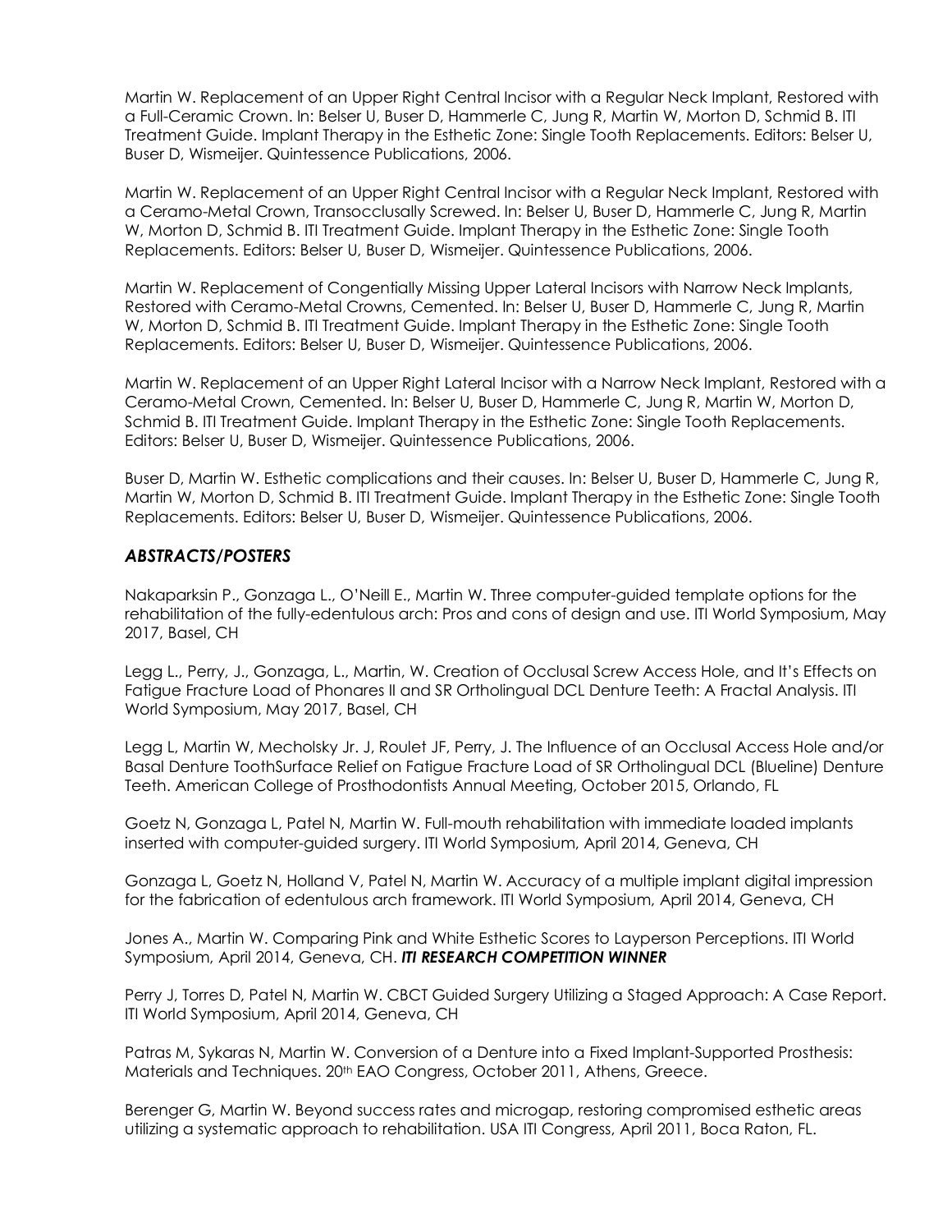Martin W. Replacement of an Upper Right Central Incisor with a Regular Neck Implant, Restored with a Full-Ceramic Crown. In: Belser U, Buser D, Hammerle C, Jung R, Martin W, Morton D, Schmid B. ITI Treatment Guide. Implant Therapy in the Esthetic Zone: Single Tooth Replacements. Editors: Belser U, Buser D, Wismeijer. Quintessence Publications, 2006.

Martin W. Replacement of an Upper Right Central Incisor with a Regular Neck Implant, Restored with a Ceramo-Metal Crown, Transocclusally Screwed. In: Belser U, Buser D, Hammerle C, Jung R, Martin W, Morton D, Schmid B. ITI Treatment Guide. Implant Therapy in the Esthetic Zone: Single Tooth Replacements. Editors: Belser U, Buser D, Wismeijer. Quintessence Publications, 2006.

Martin W. Replacement of Congentially Missing Upper Lateral Incisors with Narrow Neck Implants, Restored with Ceramo-Metal Crowns, Cemented. In: Belser U, Buser D, Hammerle C, Jung R, Martin W, Morton D, Schmid B. ITI Treatment Guide. Implant Therapy in the Esthetic Zone: Single Tooth Replacements. Editors: Belser U, Buser D, Wismeijer. Quintessence Publications, 2006.

Martin W. Replacement of an Upper Right Lateral Incisor with a Narrow Neck Implant, Restored with a Ceramo-Metal Crown, Cemented. In: Belser U, Buser D, Hammerle C, Jung R, Martin W, Morton D, Schmid B. ITI Treatment Guide. Implant Therapy in the Esthetic Zone: Single Tooth Replacements. Editors: Belser U, Buser D, Wismeijer. Quintessence Publications, 2006.

Buser D, Martin W. Esthetic complications and their causes. In: Belser U, Buser D, Hammerle C, Jung R, Martin W, Morton D, Schmid B. ITI Treatment Guide. Implant Therapy in the Esthetic Zone: Single Tooth Replacements. Editors: Belser U, Buser D, Wismeijer. Quintessence Publications, 2006.

### *ABSTRACTS/POSTERS*

Nakaparksin P., Gonzaga L., O'Neill E., Martin W. Three computer-guided template options for the rehabilitation of the fully-edentulous arch: Pros and cons of design and use. ITI World Symposium, May 2017, Basel, CH

Legg L., Perry, J., Gonzaga, L., Martin, W. Creation of Occlusal Screw Access Hole, and It's Effects on Fatigue Fracture Load of Phonares II and SR Ortholingual DCL Denture Teeth: A Fractal Analysis. ITI World Symposium, May 2017, Basel, CH

Legg L, Martin W, Mecholsky Jr. J, Roulet JF, Perry, J. The Influence of an Occlusal Access Hole and/or Basal Denture ToothSurface Relief on Fatigue Fracture Load of SR Ortholingual DCL (Blueline) Denture Teeth. American College of Prosthodontists Annual Meeting, October 2015, Orlando, FL

Goetz N, Gonzaga L, Patel N, Martin W. Full-mouth rehabilitation with immediate loaded implants inserted with computer-guided surgery. ITI World Symposium, April 2014, Geneva, CH

Gonzaga L, Goetz N, Holland V, Patel N, Martin W. Accuracy of a multiple implant digital impression for the fabrication of edentulous arch framework. ITI World Symposium, April 2014, Geneva, CH

Jones A., Martin W. Comparing Pink and White Esthetic Scores to Layperson Perceptions. ITI World Symposium, April 2014, Geneva, CH. ***ITI RESEARCH COMPETITION WINNER***

Perry J, Torres D, Patel N, Martin W. CBCT Guided Surgery Utilizing a Staged Approach: A Case Report. ITI World Symposium, April 2014, Geneva, CH

Patras M, Sykaras N, Martin W. Conversion of a Denture into a Fixed Implant-Supported Prosthesis: Materials and Techniques. 20th EAO Congress, October 2011, Athens, Greece.

Berenger G, Martin W. Beyond success rates and microgap, restoring compromised esthetic areas utilizing a systematic approach to rehabilitation. USA ITI Congress, April 2011, Boca Raton, FL.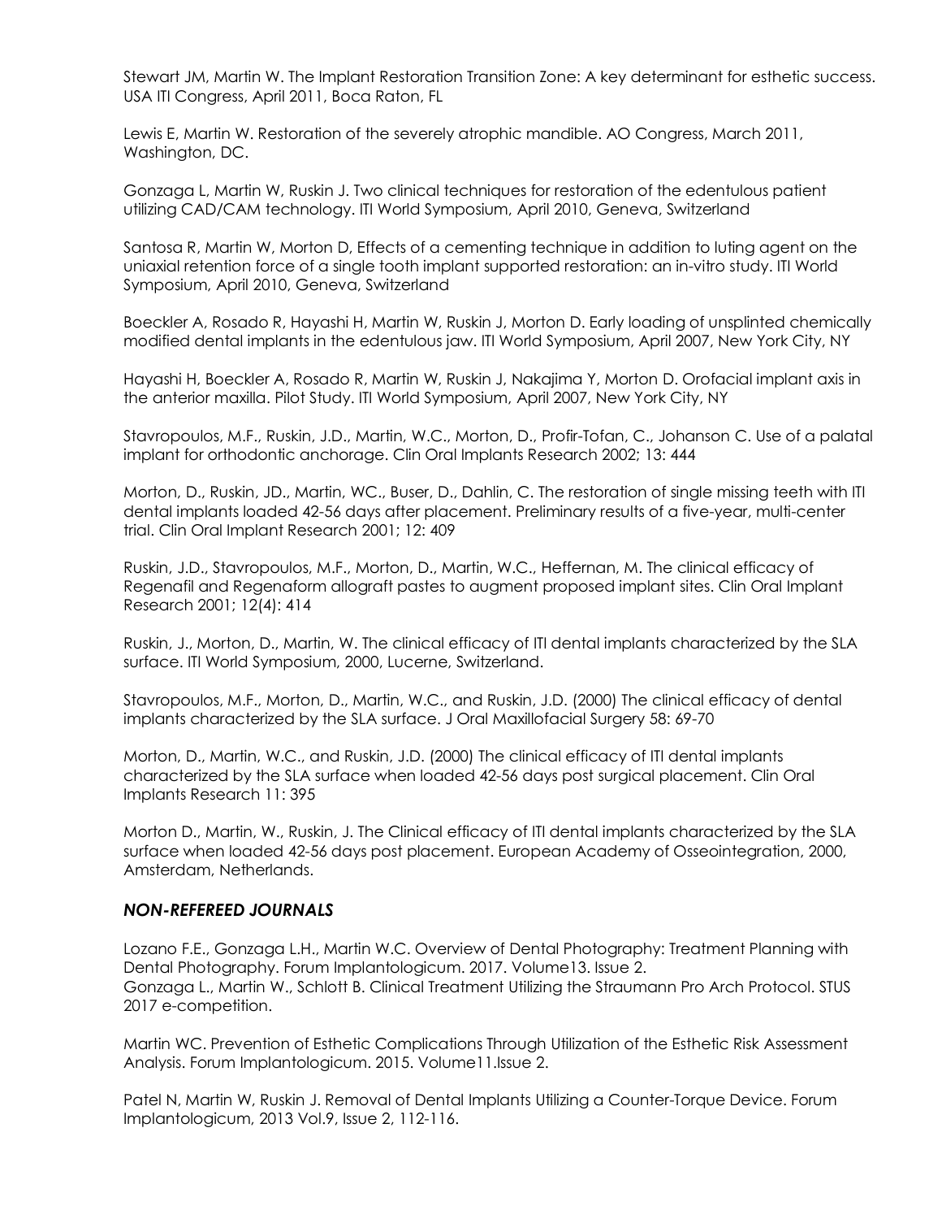Stewart JM, Martin W. The Implant Restoration Transition Zone: A key determinant for esthetic success. USA ITI Congress, April 2011, Boca Raton, FL

Lewis E, Martin W. Restoration of the severely atrophic mandible. AO Congress, March 2011, Washington, DC.

Gonzaga L, Martin W, Ruskin J. Two clinical techniques for restoration of the edentulous patient utilizing CAD/CAM technology. ITI World Symposium, April 2010, Geneva, Switzerland

Santosa R, Martin W, Morton D, Effects of a cementing technique in addition to luting agent on the uniaxial retention force of a single tooth implant supported restoration: an in-vitro study. ITI World Symposium, April 2010, Geneva, Switzerland

Boeckler A, Rosado R, Hayashi H, Martin W, Ruskin J, Morton D. Early loading of unsplinted chemically modified dental implants in the edentulous jaw. ITI World Symposium, April 2007, New York City, NY

Hayashi H, Boeckler A, Rosado R, Martin W, Ruskin J, Nakajima Y, Morton D. Orofacial implant axis in the anterior maxilla. Pilot Study. ITI World Symposium, April 2007, New York City, NY

Stavropoulos, M.F., Ruskin, J.D., Martin, W.C., Morton, D., Profir-Tofan, C., Johanson C. Use of a palatal implant for orthodontic anchorage. Clin Oral Implants Research 2002; 13: 444

Morton, D., Ruskin, JD., Martin, WC., Buser, D., Dahlin, C. The restoration of single missing teeth with ITI dental implants loaded 42-56 days after placement. Preliminary results of a five-year, multi-center trial. Clin Oral Implant Research 2001; 12: 409

Ruskin, J.D., Stavropoulos, M.F., Morton, D., Martin, W.C., Heffernan, M. The clinical efficacy of Regenafil and Regenaform allograft pastes to augment proposed implant sites. Clin Oral Implant Research 2001; 12(4): 414

Ruskin, J., Morton, D., Martin, W. The clinical efficacy of ITI dental implants characterized by the SLA surface. ITI World Symposium, 2000, Lucerne, Switzerland.

Stavropoulos, M.F., Morton, D., Martin, W.C., and Ruskin, J.D. (2000) The clinical efficacy of dental implants characterized by the SLA surface. J Oral Maxillofacial Surgery 58: 69-70

Morton, D., Martin, W.C., and Ruskin, J.D. (2000) The clinical efficacy of ITI dental implants characterized by the SLA surface when loaded 42-56 days post surgical placement. Clin Oral Implants Research 11: 395

Morton D., Martin, W., Ruskin, J. The Clinical efficacy of ITI dental implants characterized by the SLA surface when loaded 42-56 days post placement. European Academy of Osseointegration, 2000, Amsterdam, Netherlands.

### *NON-REFEREED JOURNALS*

Lozano F.E., Gonzaga L.H., Martin W.C. Overview of Dental Photography: Treatment Planning with Dental Photography. Forum Implantologicum. 2017. Volume13. Issue 2.
Gonzaga L., Martin W., Schlott B. Clinical Treatment Utilizing the Straumann Pro Arch Protocol. STUS 2017 e-competition.

Martin WC. Prevention of Esthetic Complications Through Utilization of the Esthetic Risk Assessment Analysis. Forum Implantologicum. 2015. Volume11.Issue 2.

Patel N, Martin W, Ruskin J. Removal of Dental Implants Utilizing a Counter-Torque Device. Forum Implantologicum, 2013 Vol.9, Issue 2, 112-116.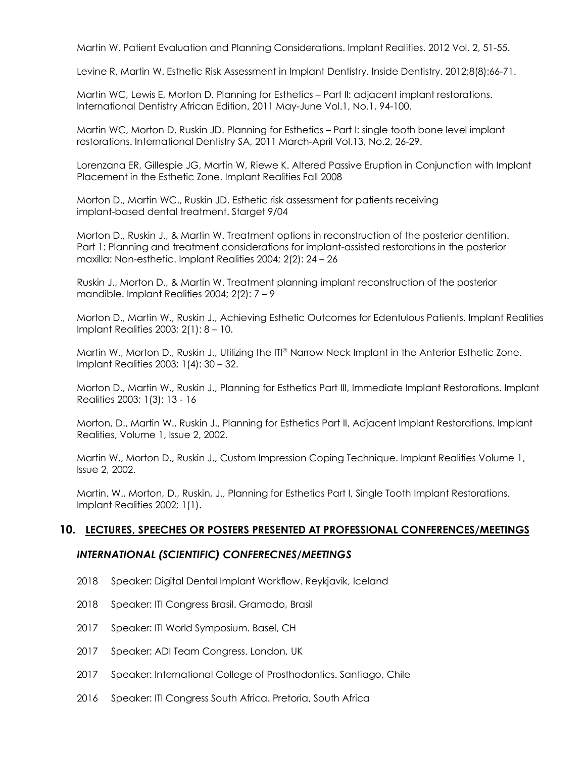Martin W. Patient Evaluation and Planning Considerations. Implant Realities. 2012 Vol. 2, 51-55.

Levine R, Martin W. Esthetic Risk Assessment in Implant Dentistry. Inside Dentistry. 2012;8(8):66-71.

Martin WC, Lewis E, Morton D. Planning for Esthetics – Part II: adjacent implant restorations. International Dentistry African Edition, 2011 May-June Vol.1, No.1, 94-100.

Martin WC, Morton D, Ruskin JD. Planning for Esthetics – Part I: single tooth bone level implant restorations. International Dentistry SA, 2011 March-April Vol.13, No.2, 26-29.

Lorenzana ER, Gillespie JG, Martin W, Riewe K. Altered Passive Eruption in Conjunction with Implant Placement in the Esthetic Zone. Implant Realities Fall 2008

Morton D., Martin WC., Ruskin JD. Esthetic risk assessment for patients receiving implant-based dental treatment. Starget 9/04

Morton D., Ruskin J., & Martin W. Treatment options in reconstruction of the posterior dentition. Part 1: Planning and treatment considerations for implant-assisted restorations in the posterior maxilla: Non-esthetic. Implant Realities 2004; 2(2): 24 – 26

Ruskin J., Morton D., & Martin W. Treatment planning implant reconstruction of the posterior mandible. Implant Realities 2004; 2(2): 7 – 9

Morton D., Martin W., Ruskin J., Achieving Esthetic Outcomes for Edentulous Patients. Implant Realities Implant Realities 2003; 2(1): 8 – 10.

Martin W., Morton D., Ruskin J., Utilizing the ITI® Narrow Neck Implant in the Anterior Esthetic Zone. Implant Realities 2003; 1(4): 30 – 32.

Morton D., Martin W., Ruskin J., Planning for Esthetics Part III, Immediate Implant Restorations. Implant Realities 2003; 1(3): 13 - 16

Morton, D., Martin W., Ruskin J., Planning for Esthetics Part II, Adjacent Implant Restorations. Implant Realities, Volume 1, Issue 2, 2002.

Martin W., Morton D., Ruskin J., Custom Impression Coping Technique. Implant Realities Volume 1, Issue 2, 2002.

Martin, W., Morton, D., Ruskin, J., Planning for Esthetics Part I, Single Tooth Implant Restorations. Implant Realities 2002; 1(1).

## 10. LECTURES, SPEECHES OR POSTERS PRESENTED AT PROFESSIONAL CONFERENCES/MEETINGS

### *INTERNATIONAL (SCIENTIFIC) CONFERECNES/MEETINGS*

2018 Speaker: Digital Dental Implant Workflow. Reykjavik, Iceland

2018 Speaker: ITI Congress Brasil. Gramado, Brasil

2017 Speaker: ITI World Symposium. Basel, CH

2017 Speaker: ADI Team Congress. London, UK

2017 Speaker: International College of Prosthodontics. Santiago, Chile

2016 Speaker: ITI Congress South Africa. Pretoria, South Africa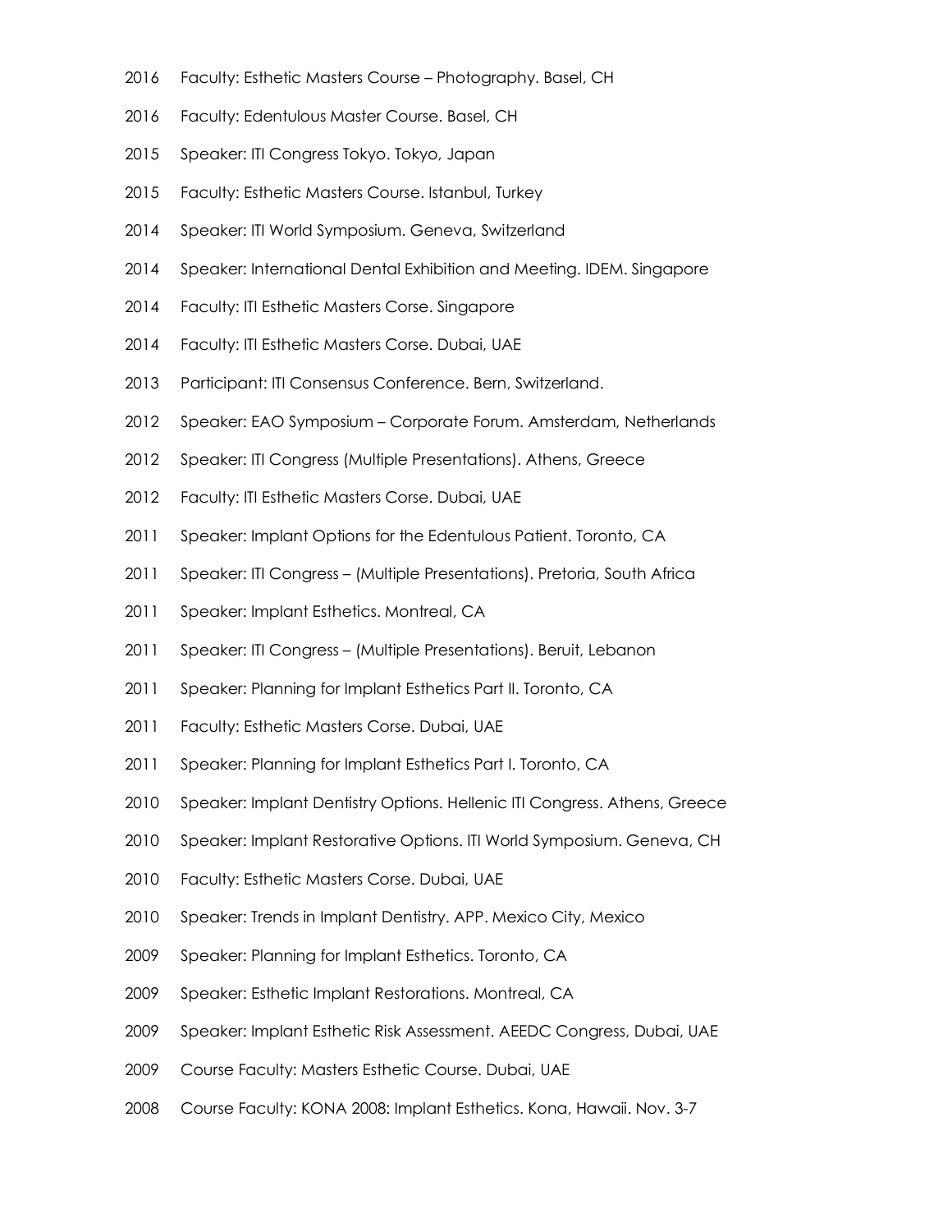2016 Faculty: Esthetic Masters Course – Photography. Basel, CH

2016 Faculty: Edentulous Master Course. Basel, CH

2015 Speaker: ITI Congress Tokyo. Tokyo, Japan

2015 Faculty: Esthetic Masters Course. Istanbul, Turkey

2014 Speaker: ITI World Symposium. Geneva, Switzerland

2014 Speaker: International Dental Exhibition and Meeting. IDEM. Singapore

2014 Faculty: ITI Esthetic Masters Corse. Singapore

2014 Faculty: ITI Esthetic Masters Corse. Dubai, UAE

2013 Participant: ITI Consensus Conference. Bern, Switzerland.

2012 Speaker: EAO Symposium – Corporate Forum. Amsterdam, Netherlands

2012 Speaker: ITI Congress (Multiple Presentations). Athens, Greece

2012 Faculty: ITI Esthetic Masters Corse. Dubai, UAE

2011 Speaker: Implant Options for the Edentulous Patient. Toronto, CA

2011 Speaker: ITI Congress – (Multiple Presentations). Pretoria, South Africa

2011 Speaker: Implant Esthetics. Montreal, CA

2011 Speaker: ITI Congress – (Multiple Presentations). Beruit, Lebanon

2011 Speaker: Planning for Implant Esthetics Part II. Toronto, CA

2011 Faculty: Esthetic Masters Corse. Dubai, UAE

2011 Speaker: Planning for Implant Esthetics Part I. Toronto, CA

2010 Speaker: Implant Dentistry Options. Hellenic ITI Congress. Athens, Greece

2010 Speaker: Implant Restorative Options. ITI World Symposium. Geneva, CH

2010 Faculty: Esthetic Masters Corse. Dubai, UAE

2010 Speaker: Trends in Implant Dentistry. APP. Mexico City, Mexico

2009 Speaker: Planning for Implant Esthetics. Toronto, CA

2009 Speaker: Esthetic Implant Restorations. Montreal, CA

2009 Speaker: Implant Esthetic Risk Assessment. AEEDC Congress, Dubai, UAE

2009 Course Faculty: Masters Esthetic Course. Dubai, UAE

2008 Course Faculty: KONA 2008: Implant Esthetics. Kona, Hawaii. Nov. 3-7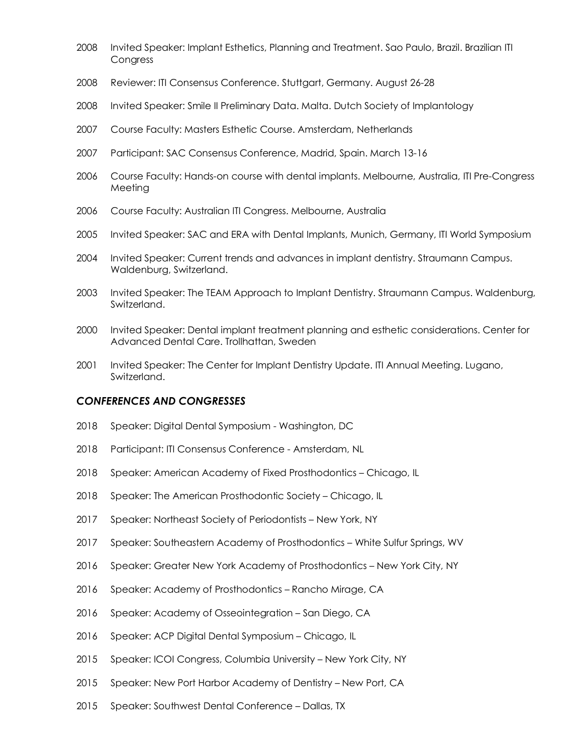2008 Invited Speaker: Implant Esthetics, Planning and Treatment. Sao Paulo, Brazil. Brazilian ITI Congress

2008 Reviewer: ITI Consensus Conference. Stuttgart, Germany. August 26-28

2008 Invited Speaker: Smile II Preliminary Data. Malta. Dutch Society of Implantology

2007 Course Faculty: Masters Esthetic Course. Amsterdam, Netherlands

2007 Participant: SAC Consensus Conference, Madrid, Spain. March 13-16

2006 Course Faculty: Hands-on course with dental implants. Melbourne, Australia, ITI Pre-Congress Meeting

2006 Course Faculty: Australian ITI Congress. Melbourne, Australia

2005 Invited Speaker: SAC and ERA with Dental Implants, Munich, Germany, ITI World Symposium

2004 Invited Speaker: Current trends and advances in implant dentistry. Straumann Campus. Waldenburg, Switzerland.

2003 Invited Speaker: The TEAM Approach to Implant Dentistry. Straumann Campus. Waldenburg, Switzerland.

2000 Invited Speaker: Dental implant treatment planning and esthetic considerations. Center for Advanced Dental Care. Trollhattan, Sweden

2001 Invited Speaker: The Center for Implant Dentistry Update. ITI Annual Meeting. Lugano, Switzerland.

### *CONFERENCES AND CONGRESSES*

2018 Speaker: Digital Dental Symposium - Washington, DC

2018 Participant: ITI Consensus Conference - Amsterdam, NL

2018 Speaker: American Academy of Fixed Prosthodontics – Chicago, IL

2018 Speaker: The American Prosthodontic Society – Chicago, IL

2017 Speaker: Northeast Society of Periodontists – New York, NY

2017 Speaker: Southeastern Academy of Prosthodontics – White Sulfur Springs, WV

2016 Speaker: Greater New York Academy of Prosthodontics – New York City, NY

2016 Speaker: Academy of Prosthodontics – Rancho Mirage, CA

2016 Speaker: Academy of Osseointegration – San Diego, CA

2016 Speaker: ACP Digital Dental Symposium – Chicago, IL

2015 Speaker: ICOI Congress, Columbia University – New York City, NY

2015 Speaker: New Port Harbor Academy of Dentistry – New Port, CA

2015 Speaker: Southwest Dental Conference – Dallas, TX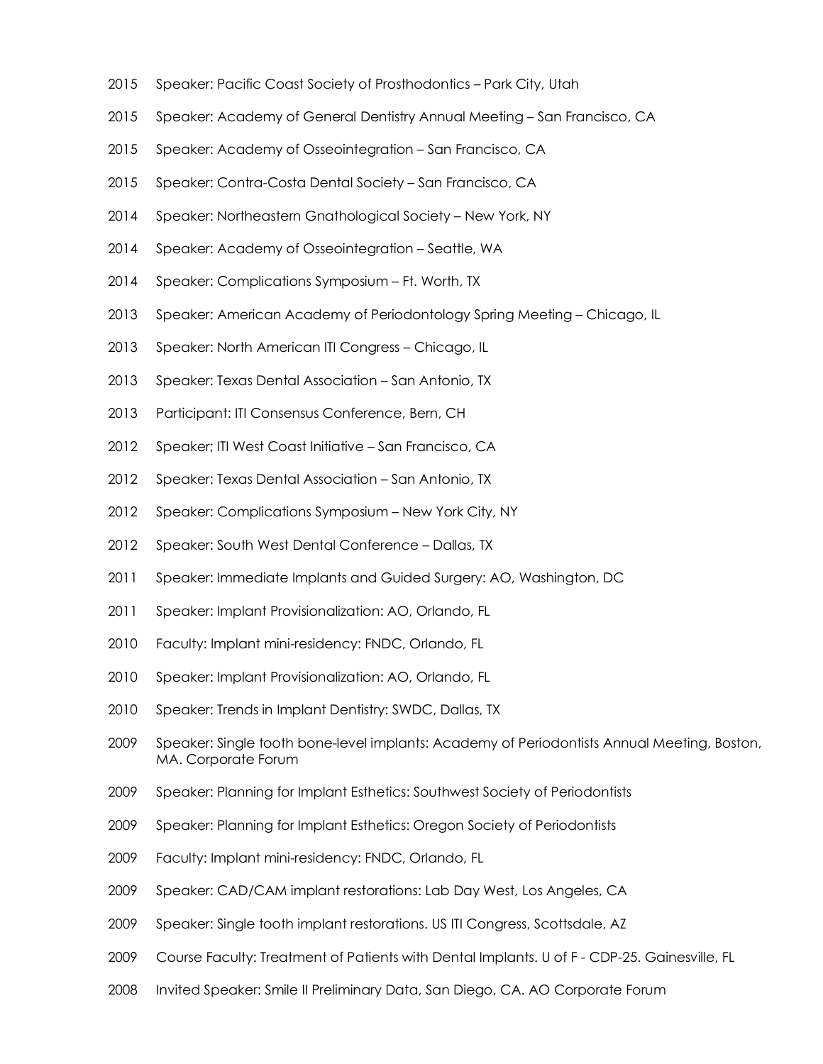2015 Speaker: Pacific Coast Society of Prosthodontics – Park City, Utah

2015 Speaker: Academy of General Dentistry Annual Meeting – San Francisco, CA

2015 Speaker: Academy of Osseointegration – San Francisco, CA

2015 Speaker: Contra-Costa Dental Society – San Francisco, CA

2014 Speaker: Northeastern Gnathological Society – New York, NY

2014 Speaker: Academy of Osseointegration – Seattle, WA

2014 Speaker: Complications Symposium – Ft. Worth, TX

2013 Speaker: American Academy of Periodontology Spring Meeting – Chicago, IL

2013 Speaker: North American ITI Congress – Chicago, IL

2013 Speaker: Texas Dental Association – San Antonio, TX

2013 Participant: ITI Consensus Conference, Bern, CH

2012 Speaker; ITI West Coast Initiative – San Francisco, CA

2012 Speaker: Texas Dental Association – San Antonio, TX

2012 Speaker: Complications Symposium – New York City, NY

2012 Speaker: South West Dental Conference – Dallas, TX

2011 Speaker: Immediate Implants and Guided Surgery: AO, Washington, DC

2011 Speaker: Implant Provisionalization: AO, Orlando, FL

2010 Faculty: Implant mini-residency: FNDC, Orlando, FL

2010 Speaker: Implant Provisionalization: AO, Orlando, FL

2010 Speaker: Trends in Implant Dentistry: SWDC, Dallas, TX

2009 Speaker: Single tooth bone-level implants: Academy of Periodontists Annual Meeting, Boston, MA. Corporate Forum

2009 Speaker: Planning for Implant Esthetics: Southwest Society of Periodontists

2009 Speaker: Planning for Implant Esthetics: Oregon Society of Periodontists

2009 Faculty: Implant mini-residency: FNDC, Orlando, FL

2009 Speaker: CAD/CAM implant restorations: Lab Day West, Los Angeles, CA

2009 Speaker: Single tooth implant restorations. US ITI Congress, Scottsdale, AZ

2009 Course Faculty: Treatment of Patients with Dental Implants. U of F - CDP-25. Gainesville, FL

2008 Invited Speaker: Smile II Preliminary Data, San Diego, CA. AO Corporate Forum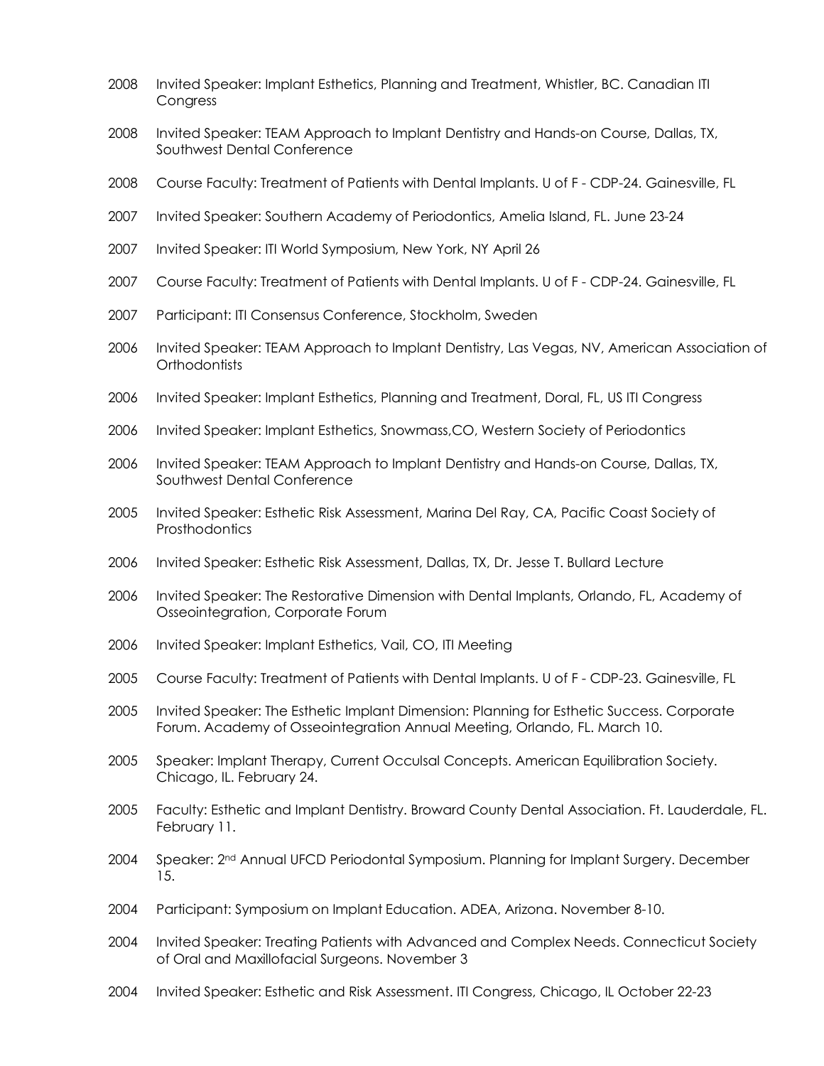2008 Invited Speaker: Implant Esthetics, Planning and Treatment, Whistler, BC. Canadian ITI Congress

2008 Invited Speaker: TEAM Approach to Implant Dentistry and Hands-on Course, Dallas, TX, Southwest Dental Conference

2008 Course Faculty: Treatment of Patients with Dental Implants. U of F - CDP-24. Gainesville, FL

2007 Invited Speaker: Southern Academy of Periodontics, Amelia Island, FL. June 23-24

2007 Invited Speaker: ITI World Symposium, New York, NY April 26

2007 Course Faculty: Treatment of Patients with Dental Implants. U of F - CDP-24. Gainesville, FL

2007 Participant: ITI Consensus Conference, Stockholm, Sweden

2006 Invited Speaker: TEAM Approach to Implant Dentistry, Las Vegas, NV, American Association of Orthodontists

2006 Invited Speaker: Implant Esthetics, Planning and Treatment, Doral, FL, US ITI Congress

2006 Invited Speaker: Implant Esthetics, Snowmass,CO, Western Society of Periodontics

2006 Invited Speaker: TEAM Approach to Implant Dentistry and Hands-on Course, Dallas, TX, Southwest Dental Conference

2005 Invited Speaker: Esthetic Risk Assessment, Marina Del Ray, CA, Pacific Coast Society of Prosthodontics

2006 Invited Speaker: Esthetic Risk Assessment, Dallas, TX, Dr. Jesse T. Bullard Lecture

2006 Invited Speaker: The Restorative Dimension with Dental Implants, Orlando, FL, Academy of Osseointegration, Corporate Forum

2006 Invited Speaker: Implant Esthetics, Vail, CO, ITI Meeting

2005 Course Faculty: Treatment of Patients with Dental Implants. U of F - CDP-23. Gainesville, FL

2005 Invited Speaker: The Esthetic Implant Dimension: Planning for Esthetic Success. Corporate Forum. Academy of Osseointegration Annual Meeting, Orlando, FL. March 10.

2005 Speaker: Implant Therapy, Current Occulsal Concepts. American Equilibration Society. Chicago, IL. February 24.

2005 Faculty: Esthetic and Implant Dentistry. Broward County Dental Association. Ft. Lauderdale, FL. February 11.

2004 Speaker: 2nd Annual UFCD Periodontal Symposium. Planning for Implant Surgery. December 15.

2004 Participant: Symposium on Implant Education. ADEA, Arizona. November 8-10.

2004 Invited Speaker: Treating Patients with Advanced and Complex Needs. Connecticut Society of Oral and Maxillofacial Surgeons. November 3

2004 Invited Speaker: Esthetic and Risk Assessment. ITI Congress, Chicago, IL October 22-23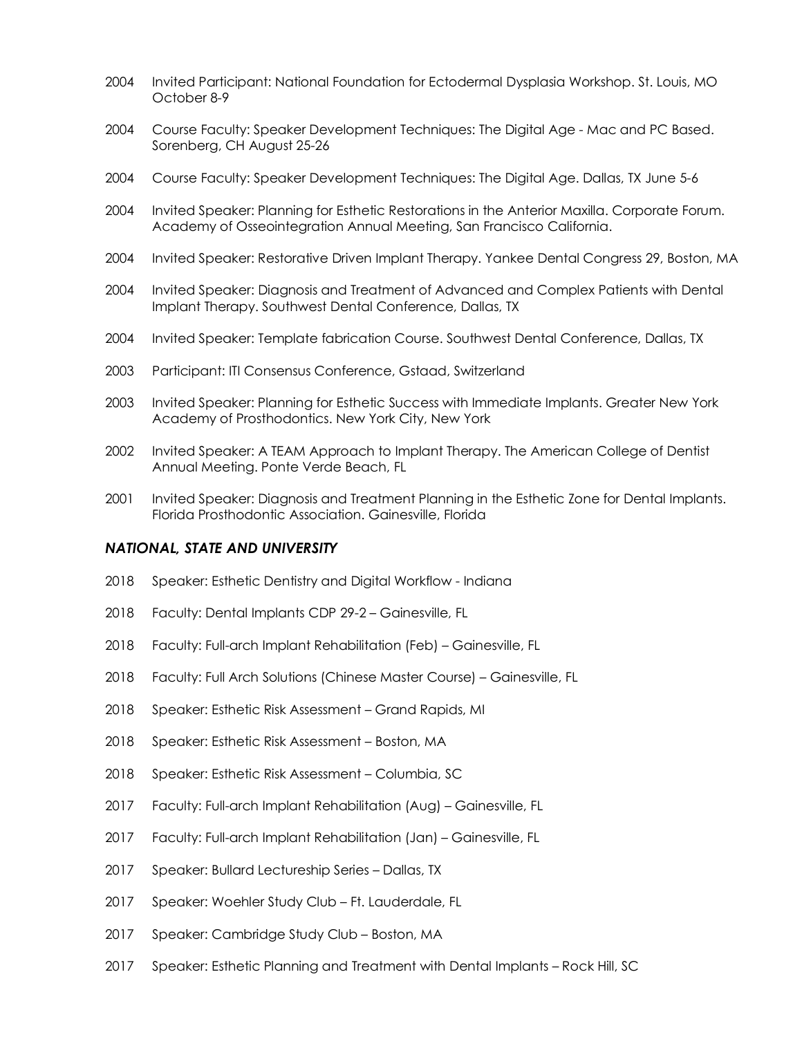2004 Invited Participant: National Foundation for Ectodermal Dysplasia Workshop. St. Louis, MO October 8-9

2004 Course Faculty: Speaker Development Techniques: The Digital Age - Mac and PC Based. Sorenberg, CH August 25-26

2004 Course Faculty: Speaker Development Techniques: The Digital Age. Dallas, TX June 5-6

2004 Invited Speaker: Planning for Esthetic Restorations in the Anterior Maxilla. Corporate Forum. Academy of Osseointegration Annual Meeting, San Francisco California.

2004 Invited Speaker: Restorative Driven Implant Therapy. Yankee Dental Congress 29, Boston, MA

2004 Invited Speaker: Diagnosis and Treatment of Advanced and Complex Patients with Dental Implant Therapy. Southwest Dental Conference, Dallas, TX

2004 Invited Speaker: Template fabrication Course. Southwest Dental Conference, Dallas, TX

2003 Participant: ITI Consensus Conference, Gstaad, Switzerland

2003 Invited Speaker: Planning for Esthetic Success with Immediate Implants. Greater New York Academy of Prosthodontics. New York City, New York

2002 Invited Speaker: A TEAM Approach to Implant Therapy. The American College of Dentist Annual Meeting. Ponte Verde Beach, FL

2001 Invited Speaker: Diagnosis and Treatment Planning in the Esthetic Zone for Dental Implants. Florida Prosthodontic Association. Gainesville, Florida

### *NATIONAL, STATE AND UNIVERSITY*

2018 Speaker: Esthetic Dentistry and Digital Workflow - Indiana

2018 Faculty: Dental Implants CDP 29-2 – Gainesville, FL

2018 Faculty: Full-arch Implant Rehabilitation (Feb) – Gainesville, FL

2018 Faculty: Full Arch Solutions (Chinese Master Course) – Gainesville, FL

2018 Speaker: Esthetic Risk Assessment – Grand Rapids, MI

2018 Speaker: Esthetic Risk Assessment – Boston, MA

2018 Speaker: Esthetic Risk Assessment – Columbia, SC

2017 Faculty: Full-arch Implant Rehabilitation (Aug) – Gainesville, FL

2017 Faculty: Full-arch Implant Rehabilitation (Jan) – Gainesville, FL

2017 Speaker: Bullard Lectureship Series – Dallas, TX

2017 Speaker: Woehler Study Club – Ft. Lauderdale, FL

2017 Speaker: Cambridge Study Club – Boston, MA

2017 Speaker: Esthetic Planning and Treatment with Dental Implants – Rock Hill, SC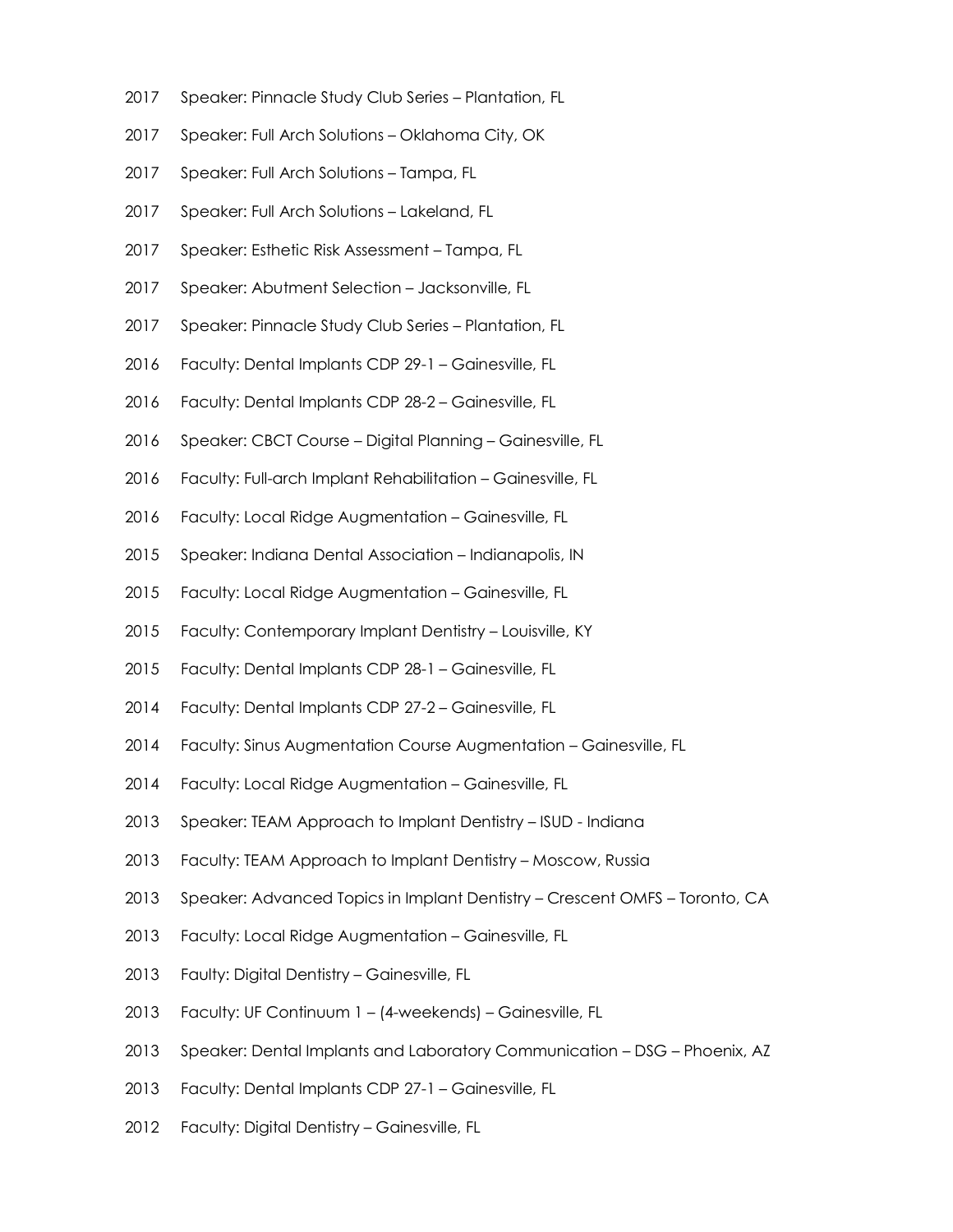2017 Speaker: Pinnacle Study Club Series – Plantation, FL

2017 Speaker: Full Arch Solutions – Oklahoma City, OK

2017 Speaker: Full Arch Solutions – Tampa, FL

2017 Speaker: Full Arch Solutions – Lakeland, FL

2017 Speaker: Esthetic Risk Assessment – Tampa, FL

2017 Speaker: Abutment Selection – Jacksonville, FL

2017 Speaker: Pinnacle Study Club Series – Plantation, FL

2016 Faculty: Dental Implants CDP 29-1 – Gainesville, FL

2016 Faculty: Dental Implants CDP 28-2 – Gainesville, FL

2016 Speaker: CBCT Course – Digital Planning – Gainesville, FL

2016 Faculty: Full-arch Implant Rehabilitation – Gainesville, FL

2016 Faculty: Local Ridge Augmentation – Gainesville, FL

2015 Speaker: Indiana Dental Association – Indianapolis, IN

2015 Faculty: Local Ridge Augmentation – Gainesville, FL

2015 Faculty: Contemporary Implant Dentistry – Louisville, KY

2015 Faculty: Dental Implants CDP 28-1 – Gainesville, FL

2014 Faculty: Dental Implants CDP 27-2 – Gainesville, FL

2014 Faculty: Sinus Augmentation Course Augmentation – Gainesville, FL

2014 Faculty: Local Ridge Augmentation – Gainesville, FL

2013 Speaker: TEAM Approach to Implant Dentistry – ISUD - Indiana

2013 Faculty: TEAM Approach to Implant Dentistry – Moscow, Russia

2013 Speaker: Advanced Topics in Implant Dentistry – Crescent OMFS – Toronto, CA

2013 Faculty: Local Ridge Augmentation – Gainesville, FL

2013 Faulty: Digital Dentistry – Gainesville, FL

2013 Faculty: UF Continuum 1 – (4-weekends) – Gainesville, FL

2013 Speaker: Dental Implants and Laboratory Communication – DSG – Phoenix, AZ

2013 Faculty: Dental Implants CDP 27-1 – Gainesville, FL

2012 Faculty: Digital Dentistry – Gainesville, FL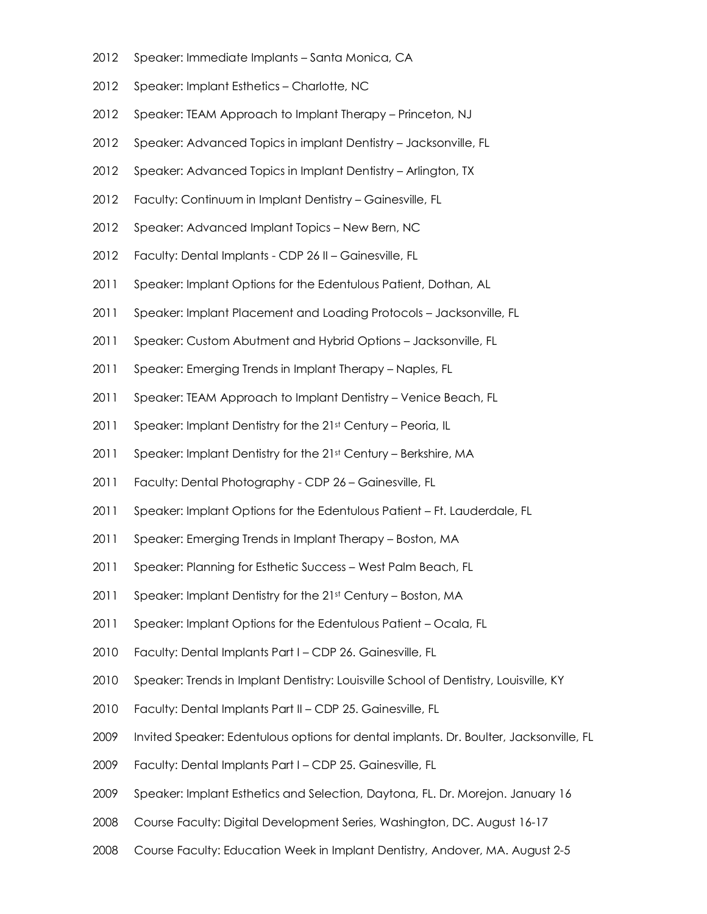2012 Speaker: Immediate Implants – Santa Monica, CA

2012 Speaker: Implant Esthetics – Charlotte, NC

2012 Speaker: TEAM Approach to Implant Therapy – Princeton, NJ

2012 Speaker: Advanced Topics in implant Dentistry – Jacksonville, FL

2012 Speaker: Advanced Topics in Implant Dentistry – Arlington, TX

2012 Faculty: Continuum in Implant Dentistry – Gainesville, FL

2012 Speaker: Advanced Implant Topics – New Bern, NC

2012 Faculty: Dental Implants - CDP 26 II – Gainesville, FL

2011 Speaker: Implant Options for the Edentulous Patient, Dothan, AL

2011 Speaker: Implant Placement and Loading Protocols – Jacksonville, FL

2011 Speaker: Custom Abutment and Hybrid Options – Jacksonville, FL

2011 Speaker: Emerging Trends in Implant Therapy – Naples, FL

2011 Speaker: TEAM Approach to Implant Dentistry – Venice Beach, FL

2011 Speaker: Implant Dentistry for the 21st Century – Peoria, IL

2011 Speaker: Implant Dentistry for the 21st Century – Berkshire, MA

2011 Faculty: Dental Photography - CDP 26 – Gainesville, FL

2011 Speaker: Implant Options for the Edentulous Patient – Ft. Lauderdale, FL

2011 Speaker: Emerging Trends in Implant Therapy – Boston, MA

2011 Speaker: Planning for Esthetic Success – West Palm Beach, FL

2011 Speaker: Implant Dentistry for the 21st Century – Boston, MA

2011 Speaker: Implant Options for the Edentulous Patient – Ocala, FL

2010 Faculty: Dental Implants Part I – CDP 26. Gainesville, FL

2010 Speaker: Trends in Implant Dentistry: Louisville School of Dentistry, Louisville, KY

2010 Faculty: Dental Implants Part II – CDP 25. Gainesville, FL

2009 Invited Speaker: Edentulous options for dental implants. Dr. Boulter, Jacksonville, FL

2009 Faculty: Dental Implants Part I – CDP 25. Gainesville, FL

2009 Speaker: Implant Esthetics and Selection, Daytona, FL. Dr. Morejon. January 16

2008 Course Faculty: Digital Development Series, Washington, DC. August 16-17

2008 Course Faculty: Education Week in Implant Dentistry, Andover, MA. August 2-5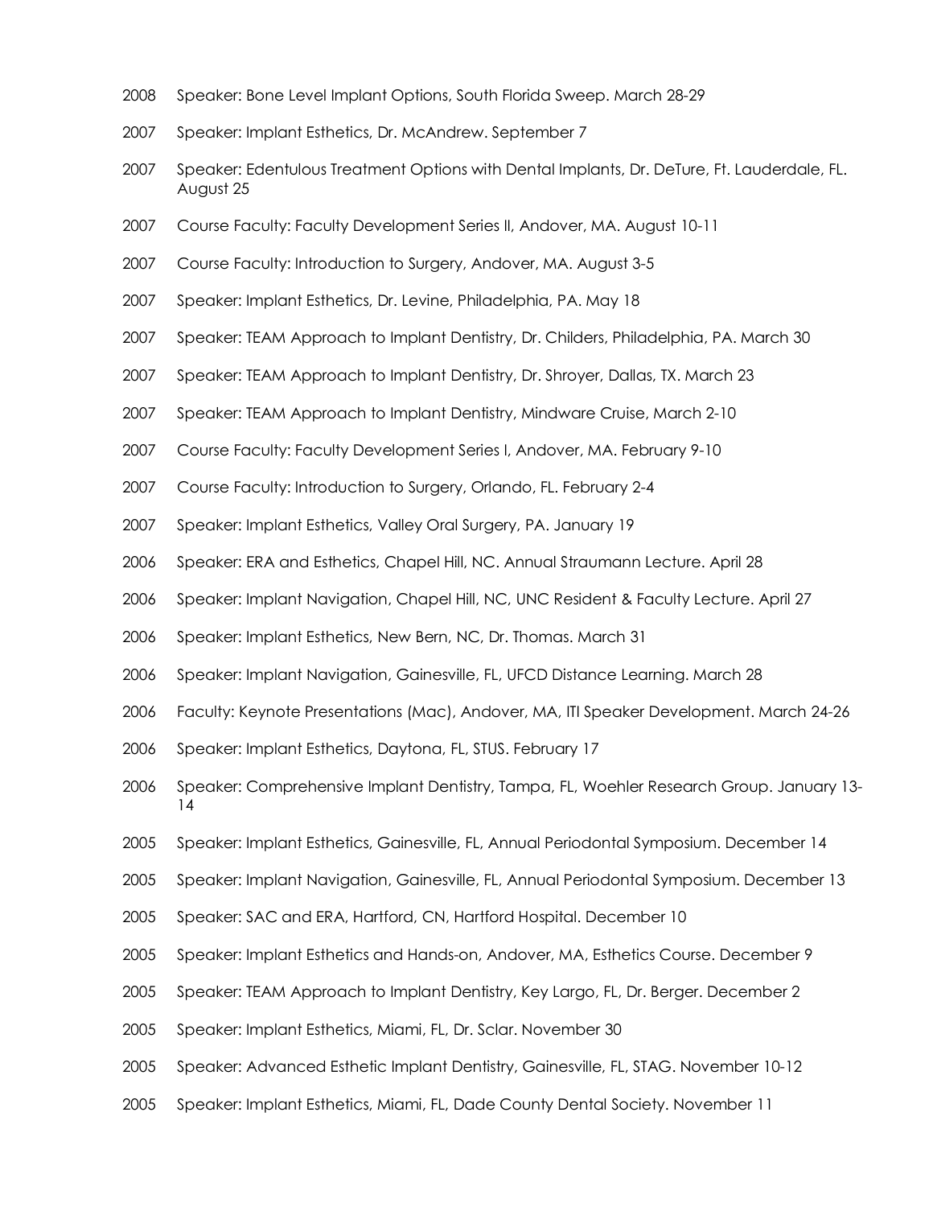2008 Speaker: Bone Level Implant Options, South Florida Sweep. March 28-29

2007 Speaker: Implant Esthetics, Dr. McAndrew. September 7

2007 Speaker: Edentulous Treatment Options with Dental Implants, Dr. DeTure, Ft. Lauderdale, FL. August 25

2007 Course Faculty: Faculty Development Series II, Andover, MA. August 10-11

2007 Course Faculty: Introduction to Surgery, Andover, MA. August 3-5

2007 Speaker: Implant Esthetics, Dr. Levine, Philadelphia, PA. May 18

2007 Speaker: TEAM Approach to Implant Dentistry, Dr. Childers, Philadelphia, PA. March 30

2007 Speaker: TEAM Approach to Implant Dentistry, Dr. Shroyer, Dallas, TX. March 23

2007 Speaker: TEAM Approach to Implant Dentistry, Mindware Cruise, March 2-10

2007 Course Faculty: Faculty Development Series I, Andover, MA. February 9-10

2007 Course Faculty: Introduction to Surgery, Orlando, FL. February 2-4

2007 Speaker: Implant Esthetics, Valley Oral Surgery, PA. January 19

2006 Speaker: ERA and Esthetics, Chapel Hill, NC. Annual Straumann Lecture. April 28

2006 Speaker: Implant Navigation, Chapel Hill, NC, UNC Resident & Faculty Lecture. April 27

2006 Speaker: Implant Esthetics, New Bern, NC, Dr. Thomas. March 31

2006 Speaker: Implant Navigation, Gainesville, FL, UFCD Distance Learning. March 28

2006 Faculty: Keynote Presentations (Mac), Andover, MA, ITI Speaker Development. March 24-26

2006 Speaker: Implant Esthetics, Daytona, FL, STUS. February 17

2006 Speaker: Comprehensive Implant Dentistry, Tampa, FL, Woehler Research Group. January 13-14

2005 Speaker: Implant Esthetics, Gainesville, FL, Annual Periodontal Symposium. December 14

2005 Speaker: Implant Navigation, Gainesville, FL, Annual Periodontal Symposium. December 13

2005 Speaker: SAC and ERA, Hartford, CN, Hartford Hospital. December 10

2005 Speaker: Implant Esthetics and Hands-on, Andover, MA, Esthetics Course. December 9

2005 Speaker: TEAM Approach to Implant Dentistry, Key Largo, FL, Dr. Berger. December 2

2005 Speaker: Implant Esthetics, Miami, FL, Dr. Sclar. November 30

2005 Speaker: Advanced Esthetic Implant Dentistry, Gainesville, FL, STAG. November 10-12

2005 Speaker: Implant Esthetics, Miami, FL, Dade County Dental Society. November 11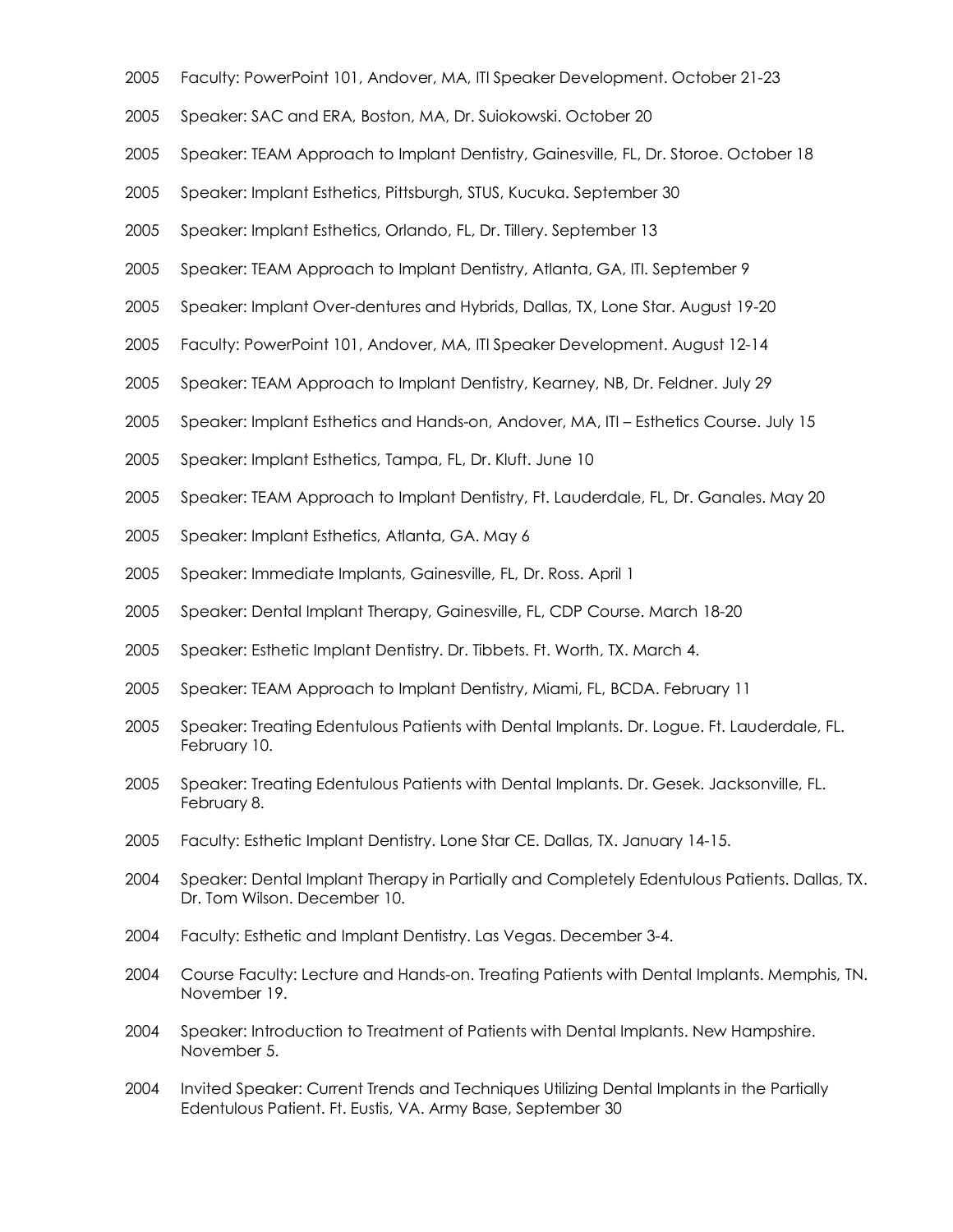2005 Faculty: PowerPoint 101, Andover, MA, ITI Speaker Development. October 21-23

2005 Speaker: SAC and ERA, Boston, MA, Dr. Suiokowski. October 20

2005 Speaker: TEAM Approach to Implant Dentistry, Gainesville, FL, Dr. Storoe. October 18

2005 Speaker: Implant Esthetics, Pittsburgh, STUS, Kucuka. September 30

2005 Speaker: Implant Esthetics, Orlando, FL, Dr. Tillery. September 13

2005 Speaker: TEAM Approach to Implant Dentistry, Atlanta, GA, ITI. September 9

2005 Speaker: Implant Over-dentures and Hybrids, Dallas, TX, Lone Star. August 19-20

2005 Faculty: PowerPoint 101, Andover, MA, ITI Speaker Development. August 12-14

2005 Speaker: TEAM Approach to Implant Dentistry, Kearney, NB, Dr. Feldner. July 29

2005 Speaker: Implant Esthetics and Hands-on, Andover, MA, ITI – Esthetics Course. July 15

2005 Speaker: Implant Esthetics, Tampa, FL, Dr. Kluft. June 10

2005 Speaker: TEAM Approach to Implant Dentistry, Ft. Lauderdale, FL, Dr. Ganales. May 20

2005 Speaker: Implant Esthetics, Atlanta, GA. May 6

2005 Speaker: Immediate Implants, Gainesville, FL, Dr. Ross. April 1

2005 Speaker: Dental Implant Therapy, Gainesville, FL, CDP Course. March 18-20

2005 Speaker: Esthetic Implant Dentistry. Dr. Tibbets. Ft. Worth, TX. March 4.

2005 Speaker: TEAM Approach to Implant Dentistry, Miami, FL, BCDA. February 11

2005 Speaker: Treating Edentulous Patients with Dental Implants. Dr. Logue. Ft. Lauderdale, FL. February 10.

2005 Speaker: Treating Edentulous Patients with Dental Implants. Dr. Gesek. Jacksonville, FL. February 8.

2005 Faculty: Esthetic Implant Dentistry. Lone Star CE. Dallas, TX. January 14-15.

2004 Speaker: Dental Implant Therapy in Partially and Completely Edentulous Patients. Dallas, TX. Dr. Tom Wilson. December 10.

2004 Faculty: Esthetic and Implant Dentistry. Las Vegas. December 3-4.

2004 Course Faculty: Lecture and Hands-on. Treating Patients with Dental Implants. Memphis, TN. November 19.

2004 Speaker: Introduction to Treatment of Patients with Dental Implants. New Hampshire. November 5.

2004 Invited Speaker: Current Trends and Techniques Utilizing Dental Implants in the Partially Edentulous Patient. Ft. Eustis, VA. Army Base, September 30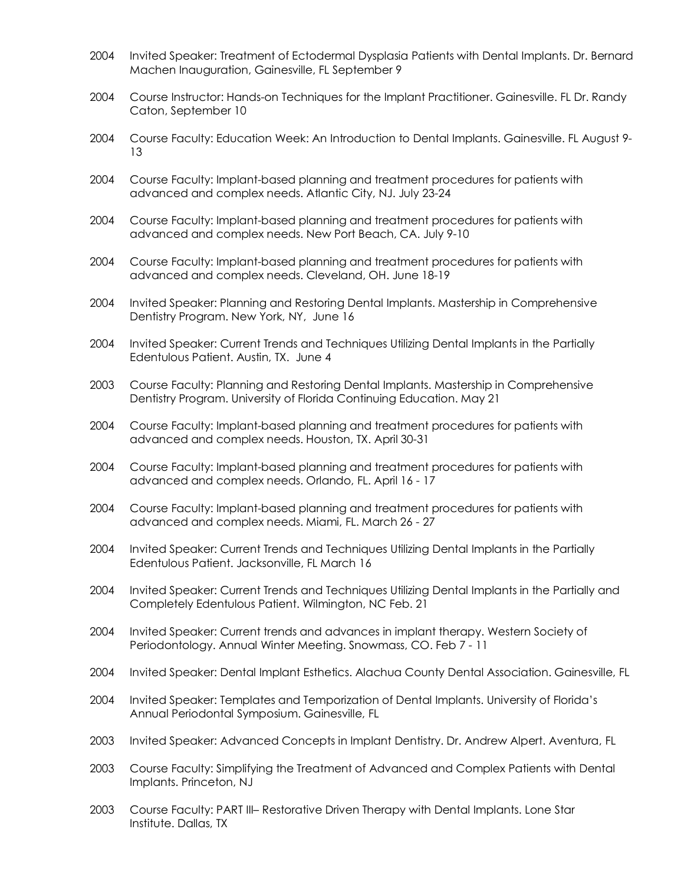2004 Invited Speaker: Treatment of Ectodermal Dysplasia Patients with Dental Implants. Dr. Bernard Machen Inauguration, Gainesville, FL September 9

2004 Course Instructor: Hands-on Techniques for the Implant Practitioner. Gainesville. FL Dr. Randy Caton, September 10

2004 Course Faculty: Education Week: An Introduction to Dental Implants. Gainesville. FL August 9-13

2004 Course Faculty: Implant-based planning and treatment procedures for patients with advanced and complex needs. Atlantic City, NJ. July 23-24

2004 Course Faculty: Implant-based planning and treatment procedures for patients with advanced and complex needs. New Port Beach, CA. July 9-10

2004 Course Faculty: Implant-based planning and treatment procedures for patients with advanced and complex needs. Cleveland, OH. June 18-19

2004 Invited Speaker: Planning and Restoring Dental Implants. Mastership in Comprehensive Dentistry Program. New York, NY, June 16

2004 Invited Speaker: Current Trends and Techniques Utilizing Dental Implants in the Partially Edentulous Patient. Austin, TX. June 4

2003 Course Faculty: Planning and Restoring Dental Implants. Mastership in Comprehensive Dentistry Program. University of Florida Continuing Education. May 21

2004 Course Faculty: Implant-based planning and treatment procedures for patients with advanced and complex needs. Houston, TX. April 30-31

2004 Course Faculty: Implant-based planning and treatment procedures for patients with advanced and complex needs. Orlando, FL. April 16 - 17

2004 Course Faculty: Implant-based planning and treatment procedures for patients with advanced and complex needs. Miami, FL. March 26 - 27

2004 Invited Speaker: Current Trends and Techniques Utilizing Dental Implants in the Partially Edentulous Patient. Jacksonville, FL March 16

2004 Invited Speaker: Current Trends and Techniques Utilizing Dental Implants in the Partially and Completely Edentulous Patient. Wilmington, NC Feb. 21

2004 Invited Speaker: Current trends and advances in implant therapy. Western Society of Periodontology. Annual Winter Meeting. Snowmass, CO. Feb 7 - 11

2004 Invited Speaker: Dental Implant Esthetics. Alachua County Dental Association. Gainesville, FL

2004 Invited Speaker: Templates and Temporization of Dental Implants. University of Florida's Annual Periodontal Symposium. Gainesville, FL

2003 Invited Speaker: Advanced Concepts in Implant Dentistry. Dr. Andrew Alpert. Aventura, FL

2003 Course Faculty: Simplifying the Treatment of Advanced and Complex Patients with Dental Implants. Princeton, NJ

2003 Course Faculty: PART III– Restorative Driven Therapy with Dental Implants. Lone Star Institute. Dallas, TX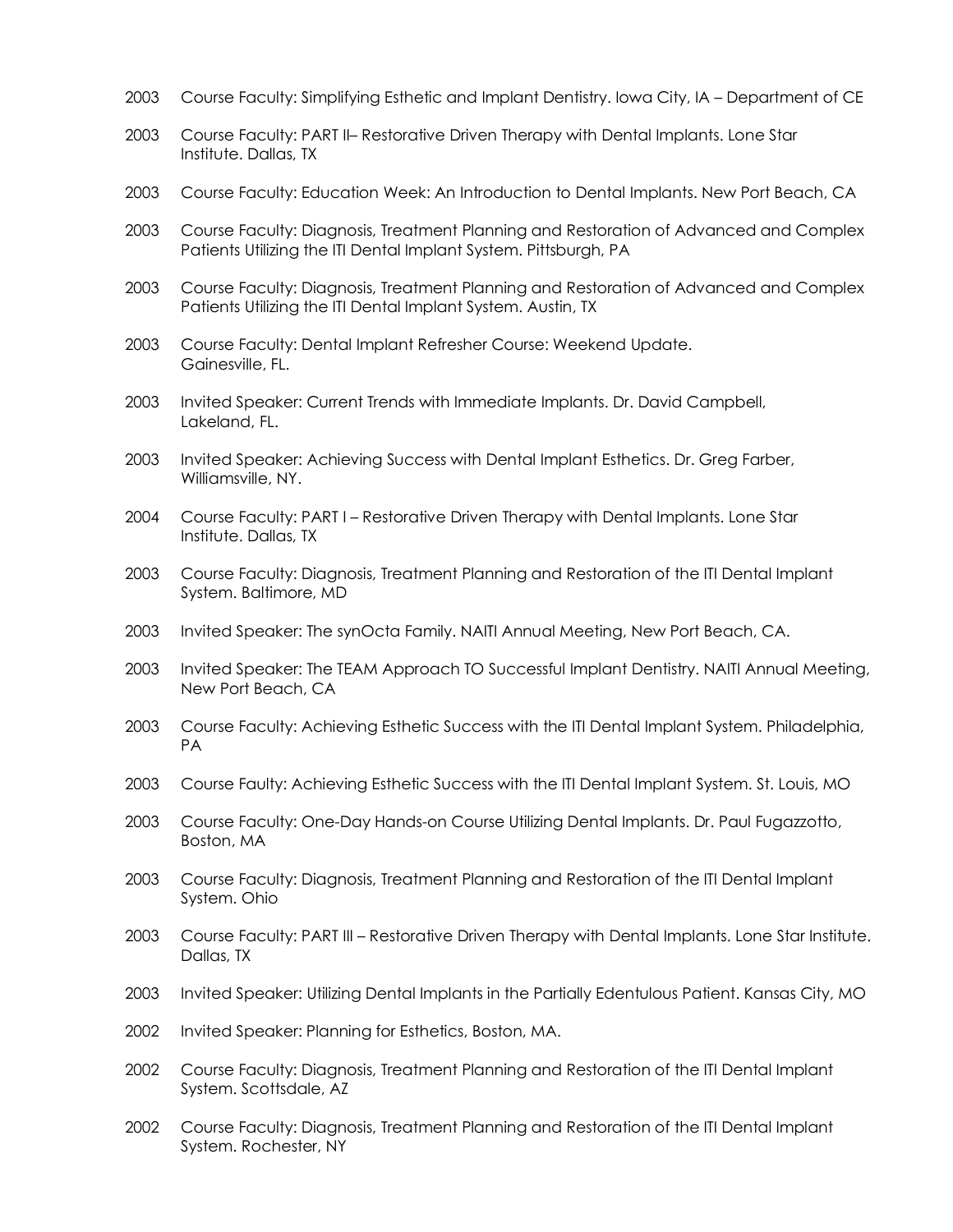2003 Course Faculty: Simplifying Esthetic and Implant Dentistry. Iowa City, IA – Department of CE

2003 Course Faculty: PART II– Restorative Driven Therapy with Dental Implants. Lone Star Institute. Dallas, TX

2003 Course Faculty: Education Week: An Introduction to Dental Implants. New Port Beach, CA

2003 Course Faculty: Diagnosis, Treatment Planning and Restoration of Advanced and Complex Patients Utilizing the ITI Dental Implant System. Pittsburgh, PA

2003 Course Faculty: Diagnosis, Treatment Planning and Restoration of Advanced and Complex Patients Utilizing the ITI Dental Implant System. Austin, TX

2003 Course Faculty: Dental Implant Refresher Course: Weekend Update. Gainesville, FL.

2003 Invited Speaker: Current Trends with Immediate Implants. Dr. David Campbell, Lakeland, FL.

2003 Invited Speaker: Achieving Success with Dental Implant Esthetics. Dr. Greg Farber, Williamsville, NY.

2004 Course Faculty: PART I – Restorative Driven Therapy with Dental Implants. Lone Star Institute. Dallas, TX

2003 Course Faculty: Diagnosis, Treatment Planning and Restoration of the ITI Dental Implant System. Baltimore, MD

2003 Invited Speaker: The synOcta Family. NAITI Annual Meeting, New Port Beach, CA.

2003 Invited Speaker: The TEAM Approach TO Successful Implant Dentistry. NAITI Annual Meeting, New Port Beach, CA

2003 Course Faculty: Achieving Esthetic Success with the ITI Dental Implant System. Philadelphia, PA

2003 Course Faulty: Achieving Esthetic Success with the ITI Dental Implant System. St. Louis, MO

2003 Course Faculty: One-Day Hands-on Course Utilizing Dental Implants. Dr. Paul Fugazzotto, Boston, MA

2003 Course Faculty: Diagnosis, Treatment Planning and Restoration of the ITI Dental Implant System. Ohio

2003 Course Faculty: PART III – Restorative Driven Therapy with Dental Implants. Lone Star Institute. Dallas, TX

2003 Invited Speaker: Utilizing Dental Implants in the Partially Edentulous Patient. Kansas City, MO

2002 Invited Speaker: Planning for Esthetics, Boston, MA.

2002 Course Faculty: Diagnosis, Treatment Planning and Restoration of the ITI Dental Implant System. Scottsdale, AZ

2002 Course Faculty: Diagnosis, Treatment Planning and Restoration of the ITI Dental Implant System. Rochester, NY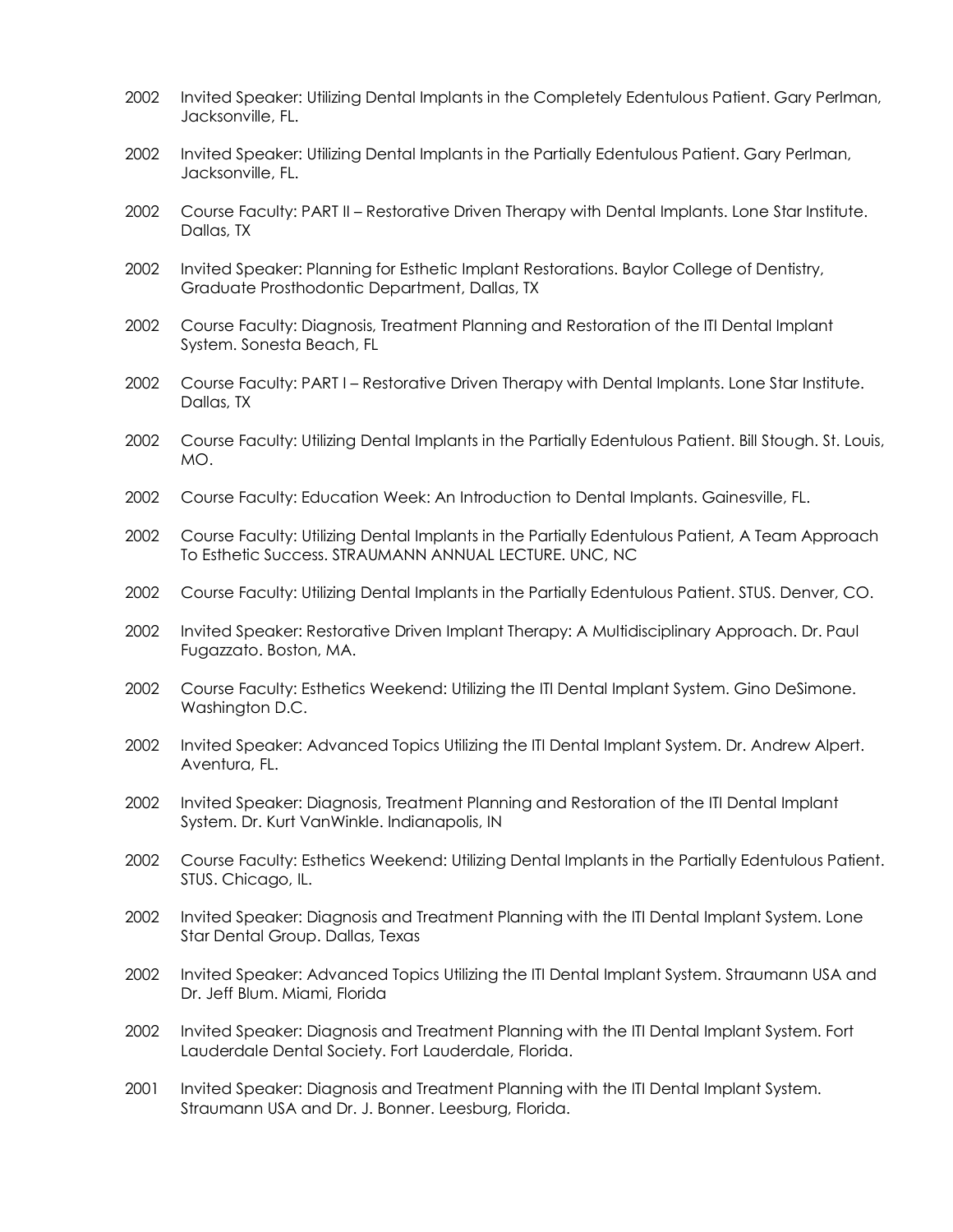2002 Invited Speaker: Utilizing Dental Implants in the Completely Edentulous Patient. Gary Perlman, Jacksonville, FL.

2002 Invited Speaker: Utilizing Dental Implants in the Partially Edentulous Patient. Gary Perlman, Jacksonville, FL.

2002 Course Faculty: PART II – Restorative Driven Therapy with Dental Implants. Lone Star Institute. Dallas, TX

2002 Invited Speaker: Planning for Esthetic Implant Restorations. Baylor College of Dentistry, Graduate Prosthodontic Department, Dallas, TX

2002 Course Faculty: Diagnosis, Treatment Planning and Restoration of the ITI Dental Implant System. Sonesta Beach, FL

2002 Course Faculty: PART I – Restorative Driven Therapy with Dental Implants. Lone Star Institute. Dallas, TX

2002 Course Faculty: Utilizing Dental Implants in the Partially Edentulous Patient. Bill Stough. St. Louis, MO.

2002 Course Faculty: Education Week: An Introduction to Dental Implants. Gainesville, FL.

2002 Course Faculty: Utilizing Dental Implants in the Partially Edentulous Patient, A Team Approach To Esthetic Success. STRAUMANN ANNUAL LECTURE. UNC, NC

2002 Course Faculty: Utilizing Dental Implants in the Partially Edentulous Patient. STUS. Denver, CO.

2002 Invited Speaker: Restorative Driven Implant Therapy: A Multidisciplinary Approach. Dr. Paul Fugazzato. Boston, MA.

2002 Course Faculty: Esthetics Weekend: Utilizing the ITI Dental Implant System. Gino DeSimone. Washington D.C.

2002 Invited Speaker: Advanced Topics Utilizing the ITI Dental Implant System. Dr. Andrew Alpert. Aventura, FL.

2002 Invited Speaker: Diagnosis, Treatment Planning and Restoration of the ITI Dental Implant System. Dr. Kurt VanWinkle. Indianapolis, IN

2002 Course Faculty: Esthetics Weekend: Utilizing Dental Implants in the Partially Edentulous Patient. STUS. Chicago, IL.

2002 Invited Speaker: Diagnosis and Treatment Planning with the ITI Dental Implant System. Lone Star Dental Group. Dallas, Texas

2002 Invited Speaker: Advanced Topics Utilizing the ITI Dental Implant System. Straumann USA and Dr. Jeff Blum. Miami, Florida

2002 Invited Speaker: Diagnosis and Treatment Planning with the ITI Dental Implant System. Fort Lauderdale Dental Society. Fort Lauderdale, Florida.

2001 Invited Speaker: Diagnosis and Treatment Planning with the ITI Dental Implant System. Straumann USA and Dr. J. Bonner. Leesburg, Florida.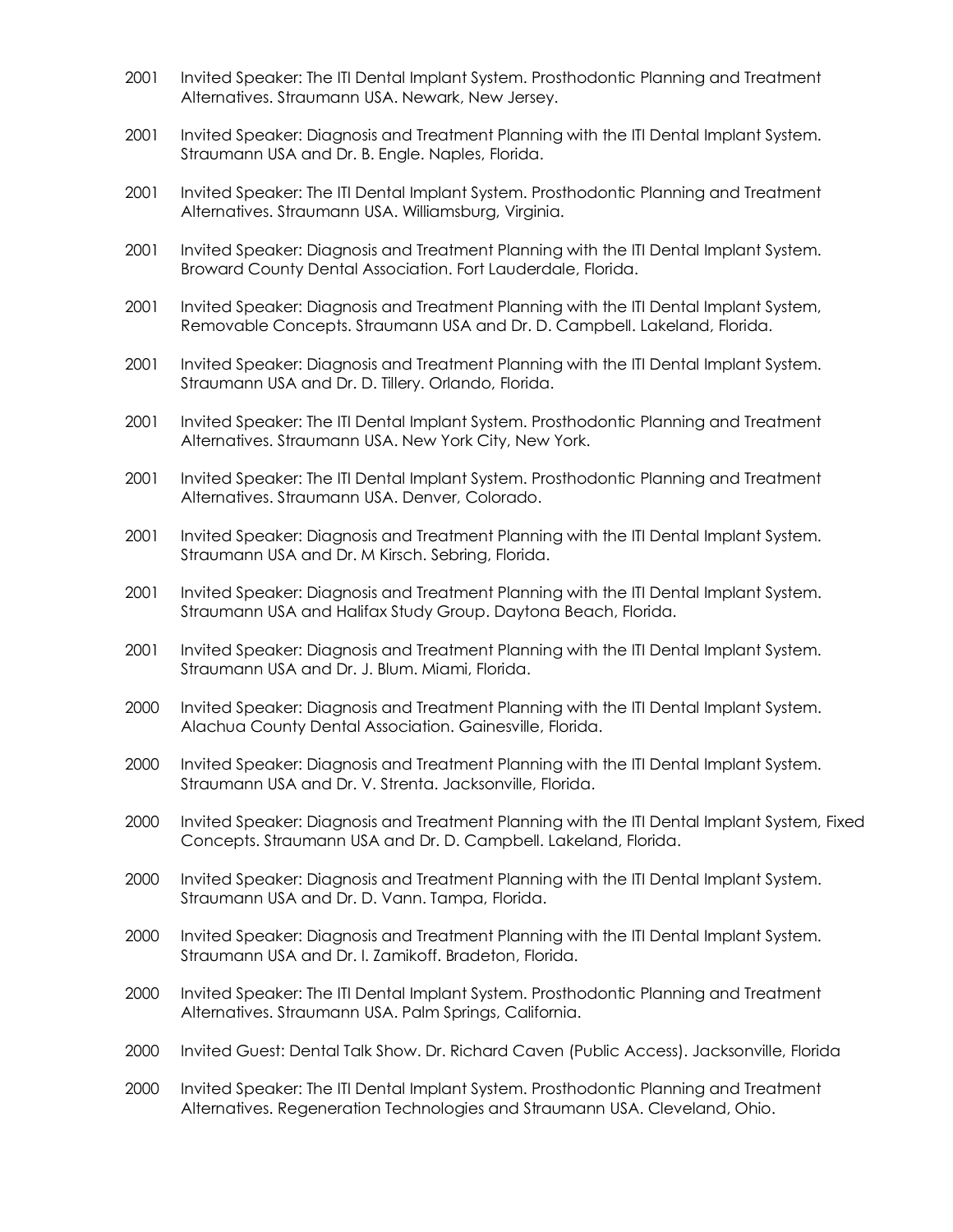2001 Invited Speaker: The ITI Dental Implant System. Prosthodontic Planning and Treatment Alternatives. Straumann USA. Newark, New Jersey.

2001 Invited Speaker: Diagnosis and Treatment Planning with the ITI Dental Implant System. Straumann USA and Dr. B. Engle. Naples, Florida.

2001 Invited Speaker: The ITI Dental Implant System. Prosthodontic Planning and Treatment Alternatives. Straumann USA. Williamsburg, Virginia.

2001 Invited Speaker: Diagnosis and Treatment Planning with the ITI Dental Implant System. Broward County Dental Association. Fort Lauderdale, Florida.

2001 Invited Speaker: Diagnosis and Treatment Planning with the ITI Dental Implant System, Removable Concepts. Straumann USA and Dr. D. Campbell. Lakeland, Florida.

2001 Invited Speaker: Diagnosis and Treatment Planning with the ITI Dental Implant System. Straumann USA and Dr. D. Tillery. Orlando, Florida.

2001 Invited Speaker: The ITI Dental Implant System. Prosthodontic Planning and Treatment Alternatives. Straumann USA. New York City, New York.

2001 Invited Speaker: The ITI Dental Implant System. Prosthodontic Planning and Treatment Alternatives. Straumann USA. Denver, Colorado.

2001 Invited Speaker: Diagnosis and Treatment Planning with the ITI Dental Implant System. Straumann USA and Dr. M Kirsch. Sebring, Florida.

2001 Invited Speaker: Diagnosis and Treatment Planning with the ITI Dental Implant System. Straumann USA and Halifax Study Group. Daytona Beach, Florida.

2001 Invited Speaker: Diagnosis and Treatment Planning with the ITI Dental Implant System. Straumann USA and Dr. J. Blum. Miami, Florida.

2000 Invited Speaker: Diagnosis and Treatment Planning with the ITI Dental Implant System. Alachua County Dental Association. Gainesville, Florida.

2000 Invited Speaker: Diagnosis and Treatment Planning with the ITI Dental Implant System. Straumann USA and Dr. V. Strenta. Jacksonville, Florida.

2000 Invited Speaker: Diagnosis and Treatment Planning with the ITI Dental Implant System, Fixed Concepts. Straumann USA and Dr. D. Campbell. Lakeland, Florida.

2000 Invited Speaker: Diagnosis and Treatment Planning with the ITI Dental Implant System. Straumann USA and Dr. D. Vann. Tampa, Florida.

2000 Invited Speaker: Diagnosis and Treatment Planning with the ITI Dental Implant System. Straumann USA and Dr. I. Zamikoff. Bradeton, Florida.

2000 Invited Speaker: The ITI Dental Implant System. Prosthodontic Planning and Treatment Alternatives. Straumann USA. Palm Springs, California.

2000 Invited Guest: Dental Talk Show. Dr. Richard Caven (Public Access). Jacksonville, Florida

2000 Invited Speaker: The ITI Dental Implant System. Prosthodontic Planning and Treatment Alternatives. Regeneration Technologies and Straumann USA. Cleveland, Ohio.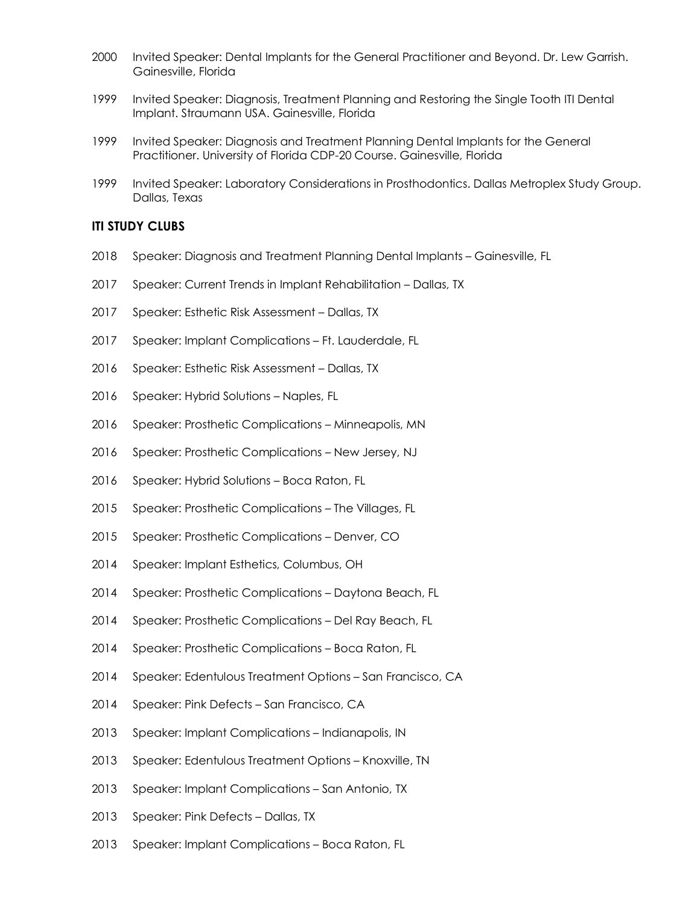2000 Invited Speaker: Dental Implants for the General Practitioner and Beyond. Dr. Lew Garrish. Gainesville, Florida

1999 Invited Speaker: Diagnosis, Treatment Planning and Restoring the Single Tooth ITI Dental Implant. Straumann USA. Gainesville, Florida

1999 Invited Speaker: Diagnosis and Treatment Planning Dental Implants for the General Practitioner. University of Florida CDP-20 Course. Gainesville, Florida

1999 Invited Speaker: Laboratory Considerations in Prosthodontics. Dallas Metroplex Study Group. Dallas, Texas

**ITI STUDY CLUBS**

2018 Speaker: Diagnosis and Treatment Planning Dental Implants – Gainesville, FL

2017 Speaker: Current Trends in Implant Rehabilitation – Dallas, TX

2017 Speaker: Esthetic Risk Assessment – Dallas, TX

2017 Speaker: Implant Complications – Ft. Lauderdale, FL

2016 Speaker: Esthetic Risk Assessment – Dallas, TX

2016 Speaker: Hybrid Solutions – Naples, FL

2016 Speaker: Prosthetic Complications – Minneapolis, MN

2016 Speaker: Prosthetic Complications – New Jersey, NJ

2016 Speaker: Hybrid Solutions – Boca Raton, FL

2015 Speaker: Prosthetic Complications – The Villages, FL

2015 Speaker: Prosthetic Complications – Denver, CO

2014 Speaker: Implant Esthetics, Columbus, OH

2014 Speaker: Prosthetic Complications – Daytona Beach, FL

2014 Speaker: Prosthetic Complications – Del Ray Beach, FL

2014 Speaker: Prosthetic Complications – Boca Raton, FL

2014 Speaker: Edentulous Treatment Options – San Francisco, CA

2014 Speaker: Pink Defects – San Francisco, CA

2013 Speaker: Implant Complications – Indianapolis, IN

2013 Speaker: Edentulous Treatment Options – Knoxville, TN

2013 Speaker: Implant Complications – San Antonio, TX

2013 Speaker: Pink Defects – Dallas, TX

2013 Speaker: Implant Complications – Boca Raton, FL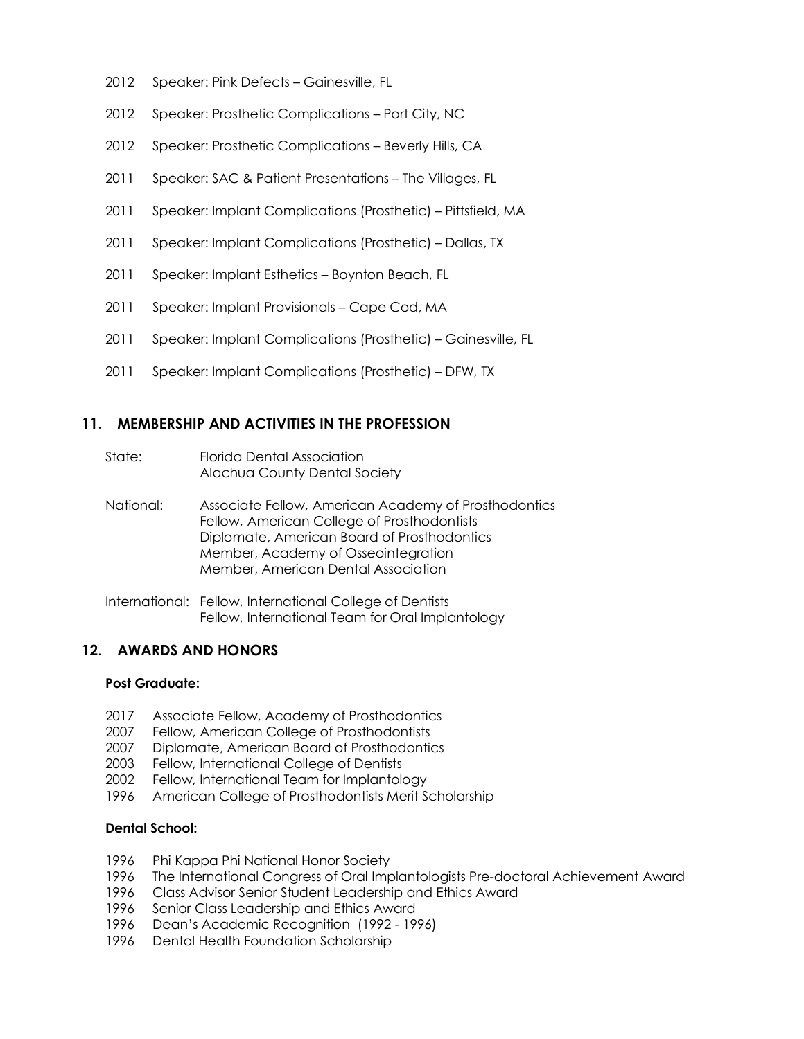2012 Speaker: Pink Defects – Gainesville, FL

2012 Speaker: Prosthetic Complications – Port City, NC

2012 Speaker: Prosthetic Complications – Beverly Hills, CA

2011 Speaker: SAC & Patient Presentations – The Villages, FL

2011 Speaker: Implant Complications (Prosthetic) – Pittsfield, MA

2011 Speaker: Implant Complications (Prosthetic) – Dallas, TX

2011 Speaker: Implant Esthetics – Boynton Beach, FL

2011 Speaker: Implant Provisionals – Cape Cod, MA

2011 Speaker: Implant Complications (Prosthetic) – Gainesville, FL

2011 Speaker: Implant Complications (Prosthetic) – DFW, TX

## 11. MEMBERSHIP AND ACTIVITIES IN THE PROFESSION

State:
Florida Dental Association
Alachua County Dental Society

National:
Associate Fellow, American Academy of Prosthodontics
Fellow, American College of Prosthodontists
Diplomate, American Board of Prosthodontics
Member, Academy of Osseointegration
Member, American Dental Association

International:
Fellow, International College of Dentists
Fellow, International Team for Oral Implantology

## 12. AWARDS AND HONORS

**Post Graduate:**

2017 Associate Fellow, Academy of Prosthodontics
2007 Fellow, American College of Prosthodontists
2007 Diplomate, American Board of Prosthodontics
2003 Fellow, International College of Dentists
2002 Fellow, International Team for Implantology
1996 American College of Prosthodontists Merit Scholarship

**Dental School:**

1996 Phi Kappa Phi National Honor Society
1996 The International Congress of Oral Implantologists Pre-doctoral Achievement Award
1996 Class Advisor Senior Student Leadership and Ethics Award
1996 Senior Class Leadership and Ethics Award
1996 Dean's Academic Recognition (1992 - 1996)
1996 Dental Health Foundation Scholarship